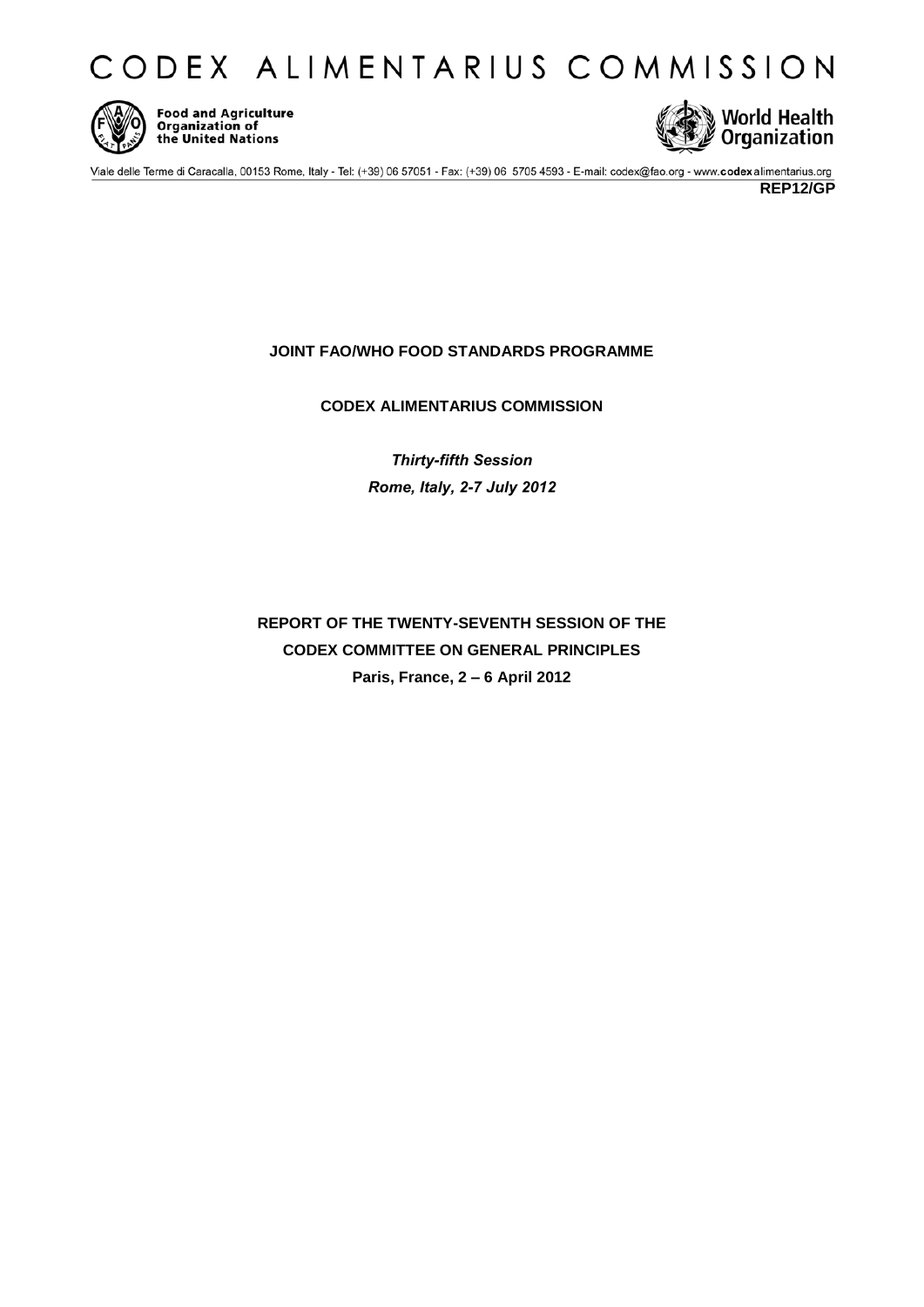# CODEX ALIMENTARIUS COMMISSION

Food and Agriculture Organization of the United Nations

World Health Organization

Viale delle Terme di Caracalla, 00153 Rome, Italy - Tel: (+39) 06 57051 - Fax: (+39) 06 5705 4593 - E-mail: codex@fao.org - www.codexalimentarius.org

**REP12/GP**

**JOINT FAO/WHO FOOD STANDARDS PROGRAMME**

**CODEX ALIMENTARIUS COMMISSION**

***Thirty-fifth Session***

***Rome, Italy, 2-7 July 2012***

**REPORT OF THE TWENTY-SEVENTH SESSION OF THE**
**CODEX COMMITTEE ON GENERAL PRINCIPLES**
**Paris, France, 2 – 6 April 2012**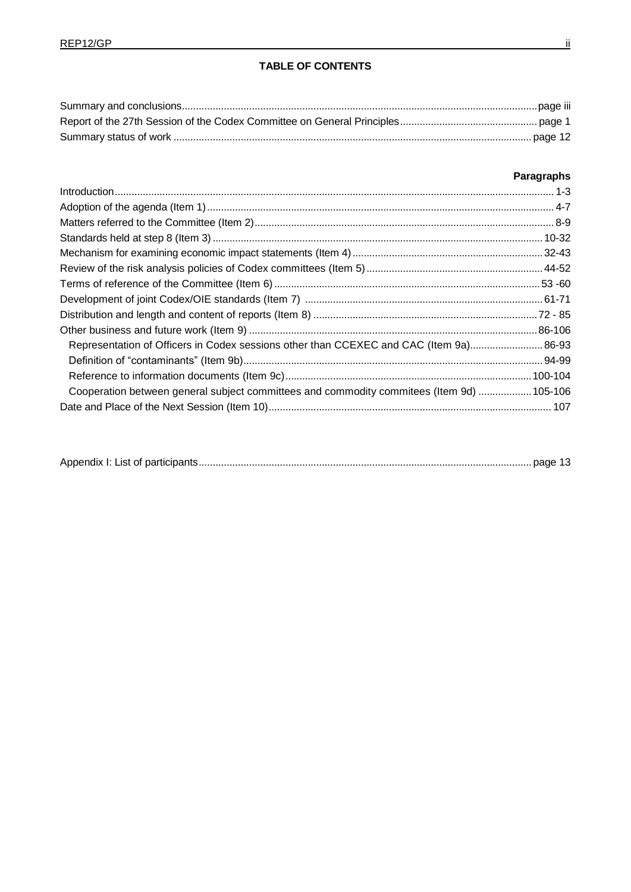**TABLE OF CONTENTS**

| | |
|---|---|
| Summary and conclusions | page iii |
| Report of the 27th Session of the Codex Committee on General Principles | page 1 |
| Summary status of work | page 12 |

| | **Paragraphs** |
|---|---|
| Introduction | 1-3 |
| Adoption of the agenda (Item 1) | 4-7 |
| Matters referred to the Committee (Item 2) | 8-9 |
| Standards held at step 8 (Item 3) | 10-32 |
| Mechanism for examining economic impact statements (Item 4) | 32-43 |
| Review of the risk analysis policies of Codex committees (Item 5) | 44-52 |
| Terms of reference of the Committee (Item 6) | 53 -60 |
| Development of joint Codex/OIE standards (Item 7) | 61-71 |
| Distribution and length and content of reports (Item 8) | 72 - 85 |
| Other business and future work (Item 9) | 86-106 |
| Representation of Officers in Codex sessions other than CCEXEC and CAC (Item 9a) | 86-93 |
| Definition of "contaminants" (Item 9b) | 94-99 |
| Reference to information documents (Item 9c) | 100-104 |
| Cooperation between general subject committees and commodity commitees (Item 9d) | 105-106 |
| Date and Place of the Next Session (Item 10) | 107 |

| | |
|---|---|
| Appendix I: List of participants | page 13 |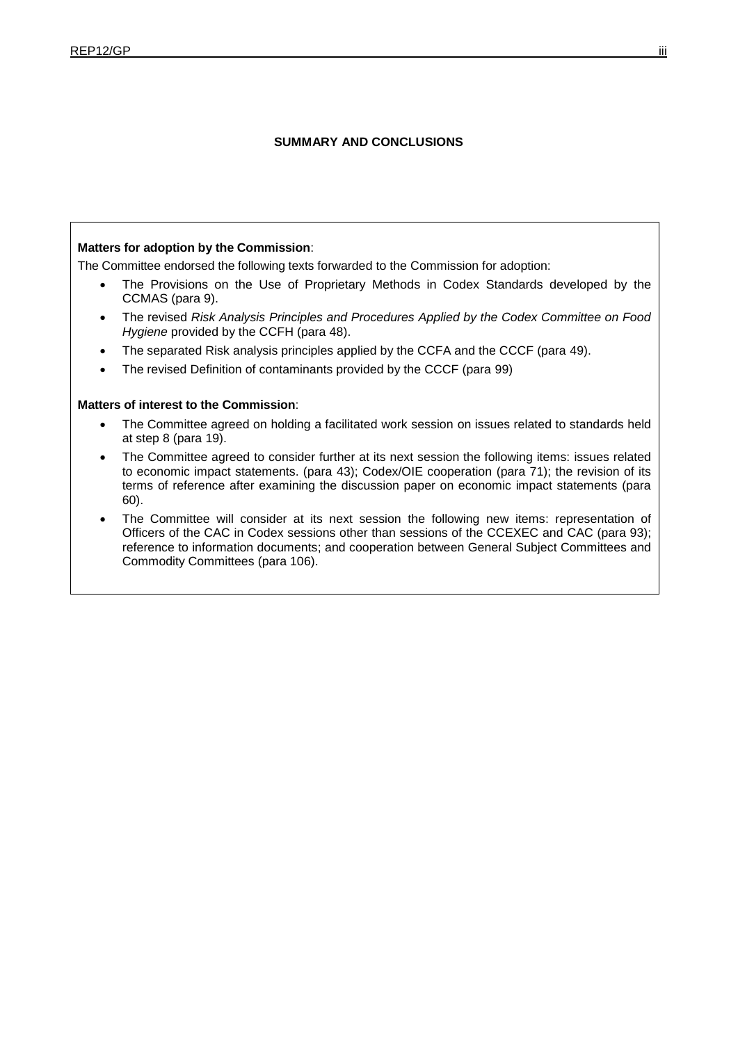## SUMMARY AND CONCLUSIONS

**Matters for adoption by the Commission**:

The Committee endorsed the following texts forwarded to the Commission for adoption:

- The Provisions on the Use of Proprietary Methods in Codex Standards developed by the CCMAS (para 9).
- The revised *Risk Analysis Principles and Procedures Applied by the Codex Committee on Food Hygiene* provided by the CCFH (para 48).
- The separated Risk analysis principles applied by the CCFA and the CCCF (para 49).
- The revised Definition of contaminants provided by the CCCF (para 99)

**Matters of interest to the Commission**:

- The Committee agreed on holding a facilitated work session on issues related to standards held at step 8 (para 19).
- The Committee agreed to consider further at its next session the following items: issues related to economic impact statements. (para 43); Codex/OIE cooperation (para 71); the revision of its terms of reference after examining the discussion paper on economic impact statements (para 60).
- The Committee will consider at its next session the following new items: representation of Officers of the CAC in Codex sessions other than sessions of the CCEXEC and CAC (para 93); reference to information documents; and cooperation between General Subject Committees and Commodity Committees (para 106).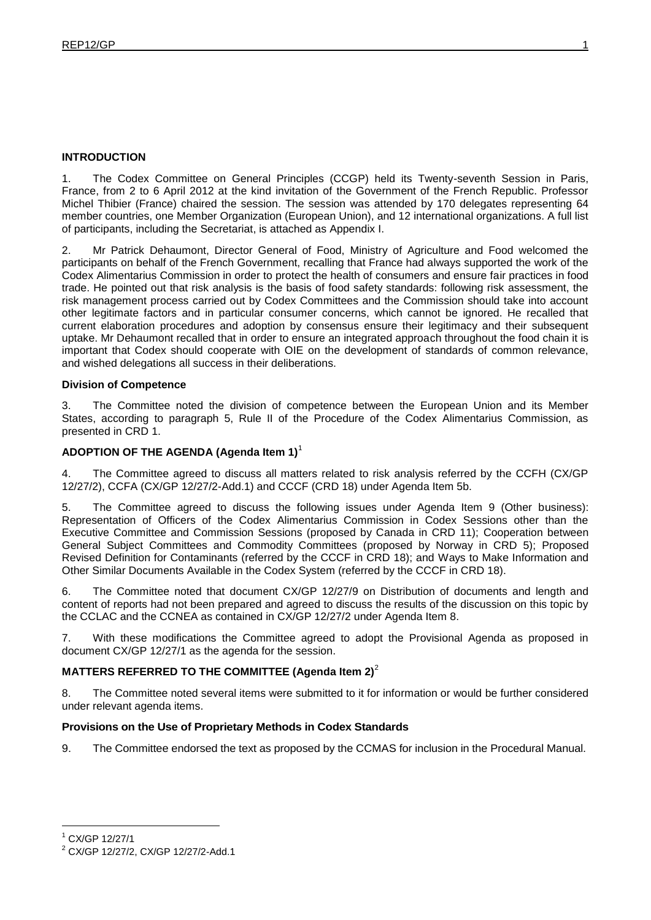## INTRODUCTION

1. The Codex Committee on General Principles (CCGP) held its Twenty-seventh Session in Paris, France, from 2 to 6 April 2012 at the kind invitation of the Government of the French Republic. Professor Michel Thibier (France) chaired the session. The session was attended by 170 delegates representing 64 member countries, one Member Organization (European Union), and 12 international organizations. A full list of participants, including the Secretariat, is attached as Appendix I.

2. Mr Patrick Dehaumont, Director General of Food, Ministry of Agriculture and Food welcomed the participants on behalf of the French Government, recalling that France had always supported the work of the Codex Alimentarius Commission in order to protect the health of consumers and ensure fair practices in food trade. He pointed out that risk analysis is the basis of food safety standards: following risk assessment, the risk management process carried out by Codex Committees and the Commission should take into account other legitimate factors and in particular consumer concerns, which cannot be ignored. He recalled that current elaboration procedures and adoption by consensus ensure their legitimacy and their subsequent uptake. Mr Dehaumont recalled that in order to ensure an integrated approach throughout the food chain it is important that Codex should cooperate with OIE on the development of standards of common relevance, and wished delegations all success in their deliberations.

### Division of Competence

3. The Committee noted the division of competence between the European Union and its Member States, according to paragraph 5, Rule II of the Procedure of the Codex Alimentarius Commission, as presented in CRD 1.

## ADOPTION OF THE AGENDA (Agenda Item 1)[1]

4. The Committee agreed to discuss all matters related to risk analysis referred by the CCFH (CX/GP 12/27/2), CCFA (CX/GP 12/27/2-Add.1) and CCCF (CRD 18) under Agenda Item 5b.

5. The Committee agreed to discuss the following issues under Agenda Item 9 (Other business): Representation of Officers of the Codex Alimentarius Commission in Codex Sessions other than the Executive Committee and Commission Sessions (proposed by Canada in CRD 11); Cooperation between General Subject Committees and Commodity Committees (proposed by Norway in CRD 5); Proposed Revised Definition for Contaminants (referred by the CCCF in CRD 18); and Ways to Make Information and Other Similar Documents Available in the Codex System (referred by the CCCF in CRD 18).

6. The Committee noted that document CX/GP 12/27/9 on Distribution of documents and length and content of reports had not been prepared and agreed to discuss the results of the discussion on this topic by the CCLAC and the CCNEA as contained in CX/GP 12/27/2 under Agenda Item 8.

7. With these modifications the Committee agreed to adopt the Provisional Agenda as proposed in document CX/GP 12/27/1 as the agenda for the session.

## MATTERS REFERRED TO THE COMMITTEE (Agenda Item 2)[2]

8. The Committee noted several items were submitted to it for information or would be further considered under relevant agenda items.

### Provisions on the Use of Proprietary Methods in Codex Standards

9. The Committee endorsed the text as proposed by the CCMAS for inclusion in the Procedural Manual.

---

[1] CX/GP 12/27/1

[2] CX/GP 12/27/2, CX/GP 12/27/2-Add.1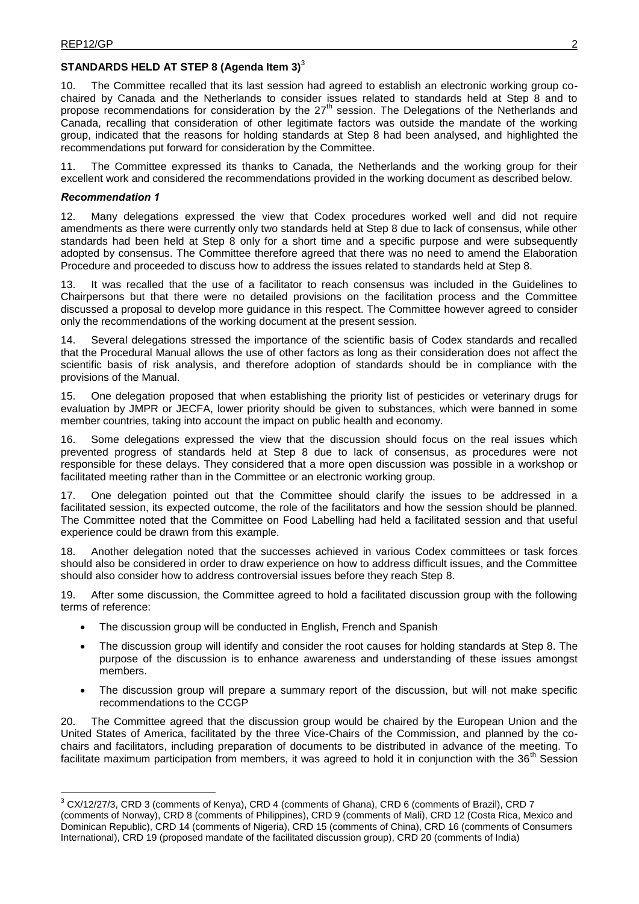## STANDARDS HELD AT STEP 8 (Agenda Item 3)[3]

10. The Committee recalled that its last session had agreed to establish an electronic working group co-chaired by Canada and the Netherlands to consider issues related to standards held at Step 8 and to propose recommendations for consideration by the 27th session. The Delegations of the Netherlands and Canada, recalling that consideration of other legitimate factors was outside the mandate of the working group, indicated that the reasons for holding standards at Step 8 had been analysed, and highlighted the recommendations put forward for consideration by the Committee.

11. The Committee expressed its thanks to Canada, the Netherlands and the working group for their excellent work and considered the recommendations provided in the working document as described below.

### *Recommendation 1*

12. Many delegations expressed the view that Codex procedures worked well and did not require amendments as there were currently only two standards held at Step 8 due to lack of consensus, while other standards had been held at Step 8 only for a short time and a specific purpose and were subsequently adopted by consensus. The Committee therefore agreed that there was no need to amend the Elaboration Procedure and proceeded to discuss how to address the issues related to standards held at Step 8.

13. It was recalled that the use of a facilitator to reach consensus was included in the Guidelines to Chairpersons but that there were no detailed provisions on the facilitation process and the Committee discussed a proposal to develop more guidance in this respect. The Committee however agreed to consider only the recommendations of the working document at the present session.

14. Several delegations stressed the importance of the scientific basis of Codex standards and recalled that the Procedural Manual allows the use of other factors as long as their consideration does not affect the scientific basis of risk analysis, and therefore adoption of standards should be in compliance with the provisions of the Manual.

15. One delegation proposed that when establishing the priority list of pesticides or veterinary drugs for evaluation by JMPR or JECFA, lower priority should be given to substances, which were banned in some member countries, taking into account the impact on public health and economy.

16. Some delegations expressed the view that the discussion should focus on the real issues which prevented progress of standards held at Step 8 due to lack of consensus, as procedures were not responsible for these delays. They considered that a more open discussion was possible in a workshop or facilitated meeting rather than in the Committee or an electronic working group.

17. One delegation pointed out that the Committee should clarify the issues to be addressed in a facilitated session, its expected outcome, the role of the facilitators and how the session should be planned. The Committee noted that the Committee on Food Labelling had held a facilitated session and that useful experience could be drawn from this example.

18. Another delegation noted that the successes achieved in various Codex committees or task forces should also be considered in order to draw experience on how to address difficult issues, and the Committee should also consider how to address controversial issues before they reach Step 8.

19. After some discussion, the Committee agreed to hold a facilitated discussion group with the following terms of reference:

- The discussion group will be conducted in English, French and Spanish
- The discussion group will identify and consider the root causes for holding standards at Step 8. The purpose of the discussion is to enhance awareness and understanding of these issues amongst members.
- The discussion group will prepare a summary report of the discussion, but will not make specific recommendations to the CCGP

20. The Committee agreed that the discussion group would be chaired by the European Union and the United States of America, facilitated by the three Vice-Chairs of the Commission, and planned by the co-chairs and facilitators, including preparation of documents to be distributed in advance of the meeting. To facilitate maximum participation from members, it was agreed to hold it in conjunction with the 36th Session

---

[3] CX/12/27/3, CRD 3 (comments of Kenya), CRD 4 (comments of Ghana), CRD 6 (comments of Brazil), CRD 7 (comments of Norway), CRD 8 (comments of Philippines), CRD 9 (comments of Mali), CRD 12 (Costa Rica, Mexico and Dominican Republic), CRD 14 (comments of Nigeria), CRD 15 (comments of China), CRD 16 (comments of Consumers International), CRD 19 (proposed mandate of the facilitated discussion group), CRD 20 (comments of India)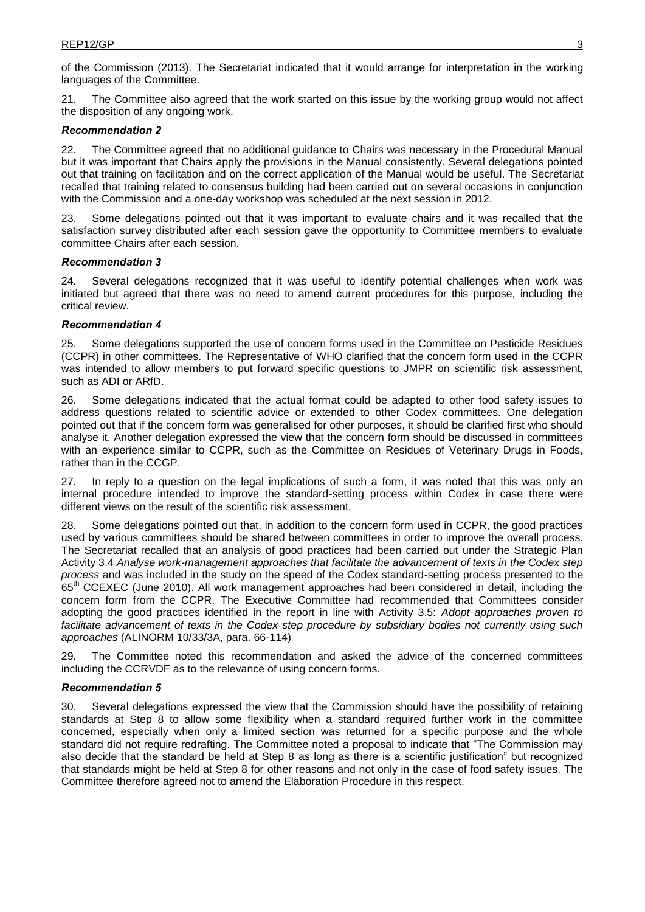of the Commission (2013). The Secretariat indicated that it would arrange for interpretation in the working languages of the Committee.

21. The Committee also agreed that the work started on this issue by the working group would not affect the disposition of any ongoing work.

### *Recommendation 2*

22. The Committee agreed that no additional guidance to Chairs was necessary in the Procedural Manual but it was important that Chairs apply the provisions in the Manual consistently. Several delegations pointed out that training on facilitation and on the correct application of the Manual would be useful. The Secretariat recalled that training related to consensus building had been carried out on several occasions in conjunction with the Commission and a one-day workshop was scheduled at the next session in 2012.

23. Some delegations pointed out that it was important to evaluate chairs and it was recalled that the satisfaction survey distributed after each session gave the opportunity to Committee members to evaluate committee Chairs after each session.

### *Recommendation 3*

24. Several delegations recognized that it was useful to identify potential challenges when work was initiated but agreed that there was no need to amend current procedures for this purpose, including the critical review.

### *Recommendation 4*

25. Some delegations supported the use of concern forms used in the Committee on Pesticide Residues (CCPR) in other committees. The Representative of WHO clarified that the concern form used in the CCPR was intended to allow members to put forward specific questions to JMPR on scientific risk assessment, such as ADI or ARfD.

26. Some delegations indicated that the actual format could be adapted to other food safety issues to address questions related to scientific advice or extended to other Codex committees. One delegation pointed out that if the concern form was generalised for other purposes, it should be clarified first who should analyse it. Another delegation expressed the view that the concern form should be discussed in committees with an experience similar to CCPR, such as the Committee on Residues of Veterinary Drugs in Foods, rather than in the CCGP.

27. In reply to a question on the legal implications of such a form, it was noted that this was only an internal procedure intended to improve the standard-setting process within Codex in case there were different views on the result of the scientific risk assessment.

28. Some delegations pointed out that, in addition to the concern form used in CCPR, the good practices used by various committees should be shared between committees in order to improve the overall process. The Secretariat recalled that an analysis of good practices had been carried out under the Strategic Plan Activity 3.4 *Analyse work-management approaches that facilitate the advancement of texts in the Codex step process* and was included in the study on the speed of the Codex standard-setting process presented to the 65th CCEXEC (June 2010). All work management approaches had been considered in detail, including the concern form from the CCPR. The Executive Committee had recommended that Committees consider adopting the good practices identified in the report in line with Activity 3.5: *Adopt approaches proven to facilitate advancement of texts in the Codex step procedure by subsidiary bodies not currently using such approaches* (ALINORM 10/33/3A, para. 66-114)

29. The Committee noted this recommendation and asked the advice of the concerned committees including the CCRVDF as to the relevance of using concern forms.

### *Recommendation 5*

30. Several delegations expressed the view that the Commission should have the possibility of retaining standards at Step 8 to allow some flexibility when a standard required further work in the committee concerned, especially when only a limited section was returned for a specific purpose and the whole standard did not require redrafting. The Committee noted a proposal to indicate that "The Commission may also decide that the standard be held at Step 8 as long as there is a scientific justification" but recognized that standards might be held at Step 8 for other reasons and not only in the case of food safety issues. The Committee therefore agreed not to amend the Elaboration Procedure in this respect.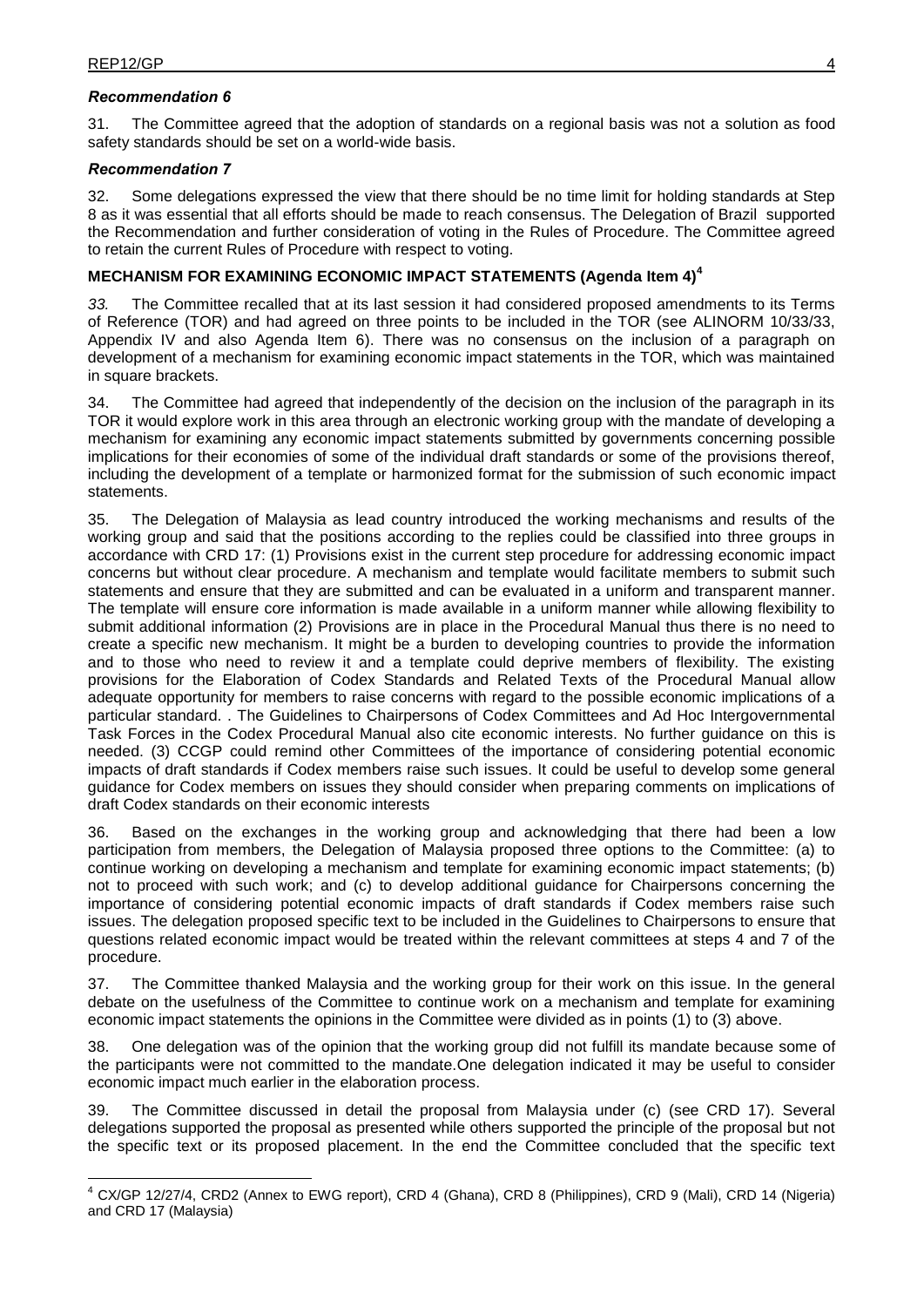### *Recommendation 6*

31. The Committee agreed that the adoption of standards on a regional basis was not a solution as food safety standards should be set on a world-wide basis.

### *Recommendation 7*

32. Some delegations expressed the view that there should be no time limit for holding standards at Step 8 as it was essential that all efforts should be made to reach consensus. The Delegation of Brazil supported the Recommendation and further consideration of voting in the Rules of Procedure. The Committee agreed to retain the current Rules of Procedure with respect to voting.

## MECHANISM FOR EXAMINING ECONOMIC IMPACT STATEMENTS (Agenda Item 4)[4]

*33.* The Committee recalled that at its last session it had considered proposed amendments to its Terms of Reference (TOR) and had agreed on three points to be included in the TOR (see ALINORM 10/33/33, Appendix IV and also Agenda Item 6). There was no consensus on the inclusion of a paragraph on development of a mechanism for examining economic impact statements in the TOR, which was maintained in square brackets.

34. The Committee had agreed that independently of the decision on the inclusion of the paragraph in its TOR it would explore work in this area through an electronic working group with the mandate of developing a mechanism for examining any economic impact statements submitted by governments concerning possible implications for their economies of some of the individual draft standards or some of the provisions thereof, including the development of a template or harmonized format for the submission of such economic impact statements.

35. The Delegation of Malaysia as lead country introduced the working mechanisms and results of the working group and said that the positions according to the replies could be classified into three groups in accordance with CRD 17: (1) Provisions exist in the current step procedure for addressing economic impact concerns but without clear procedure. A mechanism and template would facilitate members to submit such statements and ensure that they are submitted and can be evaluated in a uniform and transparent manner. The template will ensure core information is made available in a uniform manner while allowing flexibility to submit additional information (2) Provisions are in place in the Procedural Manual thus there is no need to create a specific new mechanism. It might be a burden to developing countries to provide the information and to those who need to review it and a template could deprive members of flexibility. The existing provisions for the Elaboration of Codex Standards and Related Texts of the Procedural Manual allow adequate opportunity for members to raise concerns with regard to the possible economic implications of a particular standard. . The Guidelines to Chairpersons of Codex Committees and Ad Hoc Intergovernmental Task Forces in the Codex Procedural Manual also cite economic interests. No further guidance on this is needed. (3) CCGP could remind other Committees of the importance of considering potential economic impacts of draft standards if Codex members raise such issues. It could be useful to develop some general guidance for Codex members on issues they should consider when preparing comments on implications of draft Codex standards on their economic interests

36. Based on the exchanges in the working group and acknowledging that there had been a low participation from members, the Delegation of Malaysia proposed three options to the Committee: (a) to continue working on developing a mechanism and template for examining economic impact statements; (b) not to proceed with such work; and (c) to develop additional guidance for Chairpersons concerning the importance of considering potential economic impacts of draft standards if Codex members raise such issues. The delegation proposed specific text to be included in the Guidelines to Chairpersons to ensure that questions related economic impact would be treated within the relevant committees at steps 4 and 7 of the procedure.

37. The Committee thanked Malaysia and the working group for their work on this issue. In the general debate on the usefulness of the Committee to continue work on a mechanism and template for examining economic impact statements the opinions in the Committee were divided as in points (1) to (3) above.

38. One delegation was of the opinion that the working group did not fulfill its mandate because some of the participants were not committed to the mandate.One delegation indicated it may be useful to consider economic impact much earlier in the elaboration process.

39. The Committee discussed in detail the proposal from Malaysia under (c) (see CRD 17). Several delegations supported the proposal as presented while others supported the principle of the proposal but not the specific text or its proposed placement. In the end the Committee concluded that the specific text

---

[4] CX/GP 12/27/4, CRD2 (Annex to EWG report), CRD 4 (Ghana), CRD 8 (Philippines), CRD 9 (Mali), CRD 14 (Nigeria) and CRD 17 (Malaysia)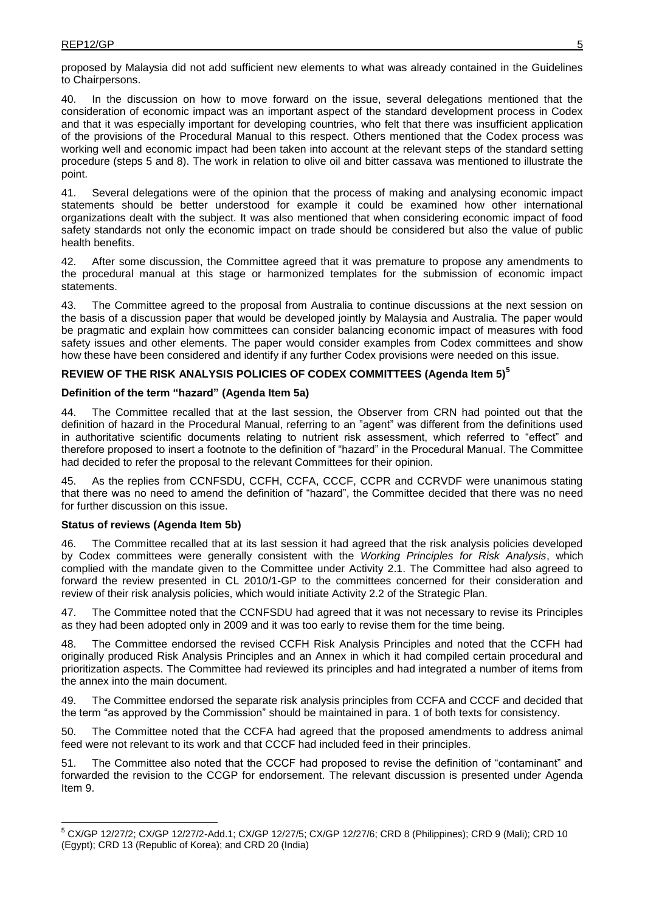proposed by Malaysia did not add sufficient new elements to what was already contained in the Guidelines to Chairpersons.

40. In the discussion on how to move forward on the issue, several delegations mentioned that the consideration of economic impact was an important aspect of the standard development process in Codex and that it was especially important for developing countries, who felt that there was insufficient application of the provisions of the Procedural Manual to this respect. Others mentioned that the Codex process was working well and economic impact had been taken into account at the relevant steps of the standard setting procedure (steps 5 and 8). The work in relation to olive oil and bitter cassava was mentioned to illustrate the point.

41. Several delegations were of the opinion that the process of making and analysing economic impact statements should be better understood for example it could be examined how other international organizations dealt with the subject. It was also mentioned that when considering economic impact of food safety standards not only the economic impact on trade should be considered but also the value of public health benefits.

42. After some discussion, the Committee agreed that it was premature to propose any amendments to the procedural manual at this stage or harmonized templates for the submission of economic impact statements.

43. The Committee agreed to the proposal from Australia to continue discussions at the next session on the basis of a discussion paper that would be developed jointly by Malaysia and Australia. The paper would be pragmatic and explain how committees can consider balancing economic impact of measures with food safety issues and other elements. The paper would consider examples from Codex committees and show how these have been considered and identify if any further Codex provisions were needed on this issue.

## REVIEW OF THE RISK ANALYSIS POLICIES OF CODEX COMMITTEES (Agenda Item 5)[5]

### Definition of the term "hazard" (Agenda Item 5a)

44. The Committee recalled that at the last session, the Observer from CRN had pointed out that the definition of hazard in the Procedural Manual, referring to an "agent" was different from the definitions used in authoritative scientific documents relating to nutrient risk assessment, which referred to "effect" and therefore proposed to insert a footnote to the definition of "hazard" in the Procedural Manual. The Committee had decided to refer the proposal to the relevant Committees for their opinion.

45. As the replies from CCNFSDU, CCFH, CCFA, CCCF, CCPR and CCRVDF were unanimous stating that there was no need to amend the definition of "hazard", the Committee decided that there was no need for further discussion on this issue.

### Status of reviews (Agenda Item 5b)

46. The Committee recalled that at its last session it had agreed that the risk analysis policies developed by Codex committees were generally consistent with the *Working Principles for Risk Analysis*, which complied with the mandate given to the Committee under Activity 2.1. The Committee had also agreed to forward the review presented in CL 2010/1-GP to the committees concerned for their consideration and review of their risk analysis policies, which would initiate Activity 2.2 of the Strategic Plan.

47. The Committee noted that the CCNFSDU had agreed that it was not necessary to revise its Principles as they had been adopted only in 2009 and it was too early to revise them for the time being.

48. The Committee endorsed the revised CCFH Risk Analysis Principles and noted that the CCFH had originally produced Risk Analysis Principles and an Annex in which it had compiled certain procedural and prioritization aspects. The Committee had reviewed its principles and had integrated a number of items from the annex into the main document.

49. The Committee endorsed the separate risk analysis principles from CCFA and CCCF and decided that the term "as approved by the Commission" should be maintained in para. 1 of both texts for consistency.

50. The Committee noted that the CCFA had agreed that the proposed amendments to address animal feed were not relevant to its work and that CCCF had included feed in their principles.

51. The Committee also noted that the CCCF had proposed to revise the definition of "contaminant" and forwarded the revision to the CCGP for endorsement. The relevant discussion is presented under Agenda Item 9.

---

[5] CX/GP 12/27/2; CX/GP 12/27/2-Add.1; CX/GP 12/27/5; CX/GP 12/27/6; CRD 8 (Philippines); CRD 9 (Mali); CRD 10 (Egypt); CRD 13 (Republic of Korea); and CRD 20 (India)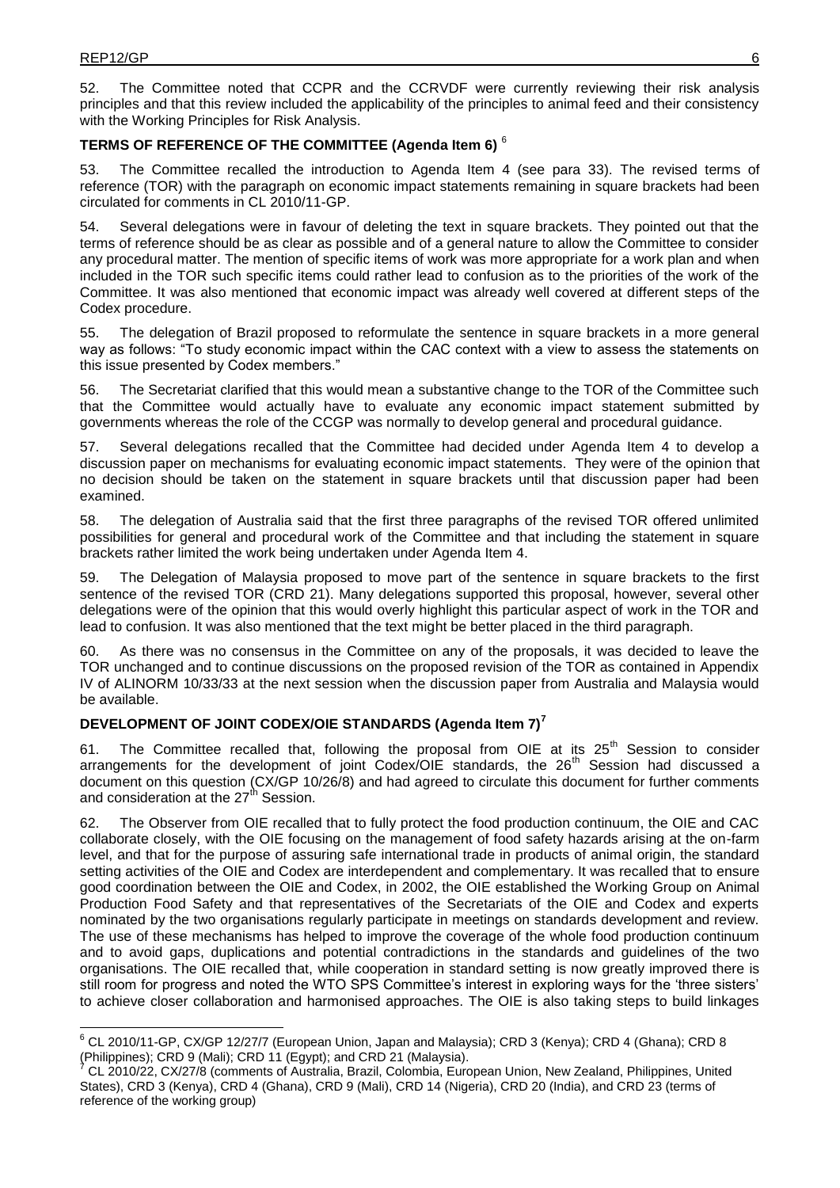52. The Committee noted that CCPR and the CCRVDF were currently reviewing their risk analysis principles and that this review included the applicability of the principles to animal feed and their consistency with the Working Principles for Risk Analysis.

## TERMS OF REFERENCE OF THE COMMITTEE (Agenda Item 6) [6]

53. The Committee recalled the introduction to Agenda Item 4 (see para 33). The revised terms of reference (TOR) with the paragraph on economic impact statements remaining in square brackets had been circulated for comments in CL 2010/11-GP.

54. Several delegations were in favour of deleting the text in square brackets. They pointed out that the terms of reference should be as clear as possible and of a general nature to allow the Committee to consider any procedural matter. The mention of specific items of work was more appropriate for a work plan and when included in the TOR such specific items could rather lead to confusion as to the priorities of the work of the Committee. It was also mentioned that economic impact was already well covered at different steps of the Codex procedure.

55. The delegation of Brazil proposed to reformulate the sentence in square brackets in a more general way as follows: "To study economic impact within the CAC context with a view to assess the statements on this issue presented by Codex members."

56. The Secretariat clarified that this would mean a substantive change to the TOR of the Committee such that the Committee would actually have to evaluate any economic impact statement submitted by governments whereas the role of the CCGP was normally to develop general and procedural guidance.

57. Several delegations recalled that the Committee had decided under Agenda Item 4 to develop a discussion paper on mechanisms for evaluating economic impact statements. They were of the opinion that no decision should be taken on the statement in square brackets until that discussion paper had been examined.

58. The delegation of Australia said that the first three paragraphs of the revised TOR offered unlimited possibilities for general and procedural work of the Committee and that including the statement in square brackets rather limited the work being undertaken under Agenda Item 4.

59. The Delegation of Malaysia proposed to move part of the sentence in square brackets to the first sentence of the revised TOR (CRD 21). Many delegations supported this proposal, however, several other delegations were of the opinion that this would overly highlight this particular aspect of work in the TOR and lead to confusion. It was also mentioned that the text might be better placed in the third paragraph.

60. As there was no consensus in the Committee on any of the proposals, it was decided to leave the TOR unchanged and to continue discussions on the proposed revision of the TOR as contained in Appendix IV of ALINORM 10/33/33 at the next session when the discussion paper from Australia and Malaysia would be available.

## DEVELOPMENT OF JOINT CODEX/OIE STANDARDS (Agenda Item 7) [7]

61. The Committee recalled that, following the proposal from OIE at its 25th Session to consider arrangements for the development of joint Codex/OIE standards, the 26th Session had discussed a document on this question (CX/GP 10/26/8) and had agreed to circulate this document for further comments and consideration at the 27th Session.

62. The Observer from OIE recalled that to fully protect the food production continuum, the OIE and CAC collaborate closely, with the OIE focusing on the management of food safety hazards arising at the on-farm level, and that for the purpose of assuring safe international trade in products of animal origin, the standard setting activities of the OIE and Codex are interdependent and complementary. It was recalled that to ensure good coordination between the OIE and Codex, in 2002, the OIE established the Working Group on Animal Production Food Safety and that representatives of the Secretariats of the OIE and Codex and experts nominated by the two organisations regularly participate in meetings on standards development and review. The use of these mechanisms has helped to improve the coverage of the whole food production continuum and to avoid gaps, duplications and potential contradictions in the standards and guidelines of the two organisations. The OIE recalled that, while cooperation in standard setting is now greatly improved there is still room for progress and noted the WTO SPS Committee's interest in exploring ways for the 'three sisters' to achieve closer collaboration and harmonised approaches. The OIE is also taking steps to build linkages

---

[6] CL 2010/11-GP, CX/GP 12/27/7 (European Union, Japan and Malaysia); CRD 3 (Kenya); CRD 4 (Ghana); CRD 8 (Philippines); CRD 9 (Mali); CRD 11 (Egypt); and CRD 21 (Malaysia).

[7] CL 2010/22, CX/27/8 (comments of Australia, Brazil, Colombia, European Union, New Zealand, Philippines, United States), CRD 3 (Kenya), CRD 4 (Ghana), CRD 9 (Mali), CRD 14 (Nigeria), CRD 20 (India), and CRD 23 (terms of reference of the working group)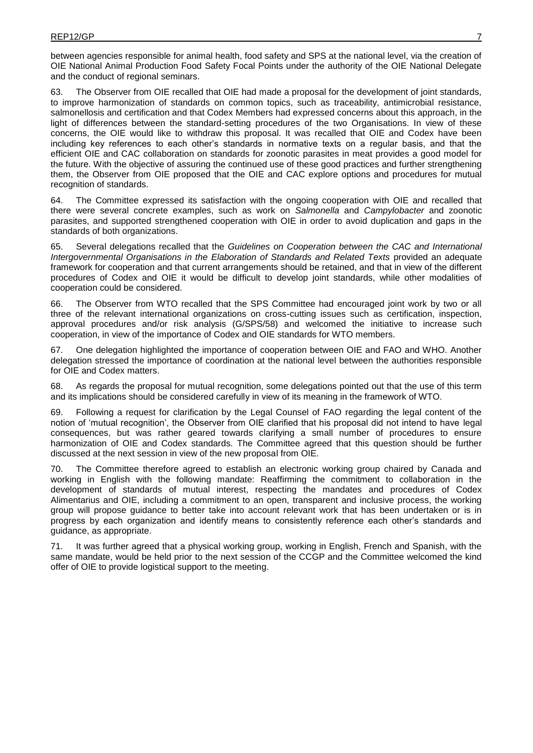between agencies responsible for animal health, food safety and SPS at the national level, via the creation of OIE National Animal Production Food Safety Focal Points under the authority of the OIE National Delegate and the conduct of regional seminars.

63. The Observer from OIE recalled that OIE had made a proposal for the development of joint standards, to improve harmonization of standards on common topics, such as traceability, antimicrobial resistance, salmonellosis and certification and that Codex Members had expressed concerns about this approach, in the light of differences between the standard-setting procedures of the two Organisations. In view of these concerns, the OIE would like to withdraw this proposal. It was recalled that OIE and Codex have been including key references to each other's standards in normative texts on a regular basis, and that the efficient OIE and CAC collaboration on standards for zoonotic parasites in meat provides a good model for the future. With the objective of assuring the continued use of these good practices and further strengthening them, the Observer from OIE proposed that the OIE and CAC explore options and procedures for mutual recognition of standards.

64. The Committee expressed its satisfaction with the ongoing cooperation with OIE and recalled that there were several concrete examples, such as work on *Salmonella* and *Campylobacter* and zoonotic parasites, and supported strengthened cooperation with OIE in order to avoid duplication and gaps in the standards of both organizations.

65. Several delegations recalled that the *Guidelines on Cooperation between the CAC and International Intergovernmental Organisations in the Elaboration of Standards and Related Texts* provided an adequate framework for cooperation and that current arrangements should be retained, and that in view of the different procedures of Codex and OIE it would be difficult to develop joint standards, while other modalities of cooperation could be considered.

66. The Observer from WTO recalled that the SPS Committee had encouraged joint work by two or all three of the relevant international organizations on cross-cutting issues such as certification, inspection, approval procedures and/or risk analysis (G/SPS/58) and welcomed the initiative to increase such cooperation, in view of the importance of Codex and OIE standards for WTO members.

67. One delegation highlighted the importance of cooperation between OIE and FAO and WHO. Another delegation stressed the importance of coordination at the national level between the authorities responsible for OIE and Codex matters.

68. As regards the proposal for mutual recognition, some delegations pointed out that the use of this term and its implications should be considered carefully in view of its meaning in the framework of WTO.

69. Following a request for clarification by the Legal Counsel of FAO regarding the legal content of the notion of 'mutual recognition', the Observer from OIE clarified that his proposal did not intend to have legal consequences, but was rather geared towards clarifying a small number of procedures to ensure harmonization of OIE and Codex standards. The Committee agreed that this question should be further discussed at the next session in view of the new proposal from OIE.

70. The Committee therefore agreed to establish an electronic working group chaired by Canada and working in English with the following mandate: Reaffirming the commitment to collaboration in the development of standards of mutual interest, respecting the mandates and procedures of Codex Alimentarius and OIE, including a commitment to an open, transparent and inclusive process, the working group will propose guidance to better take into account relevant work that has been undertaken or is in progress by each organization and identify means to consistently reference each other's standards and guidance, as appropriate.

71. It was further agreed that a physical working group, working in English, French and Spanish, with the same mandate, would be held prior to the next session of the CCGP and the Committee welcomed the kind offer of OIE to provide logistical support to the meeting.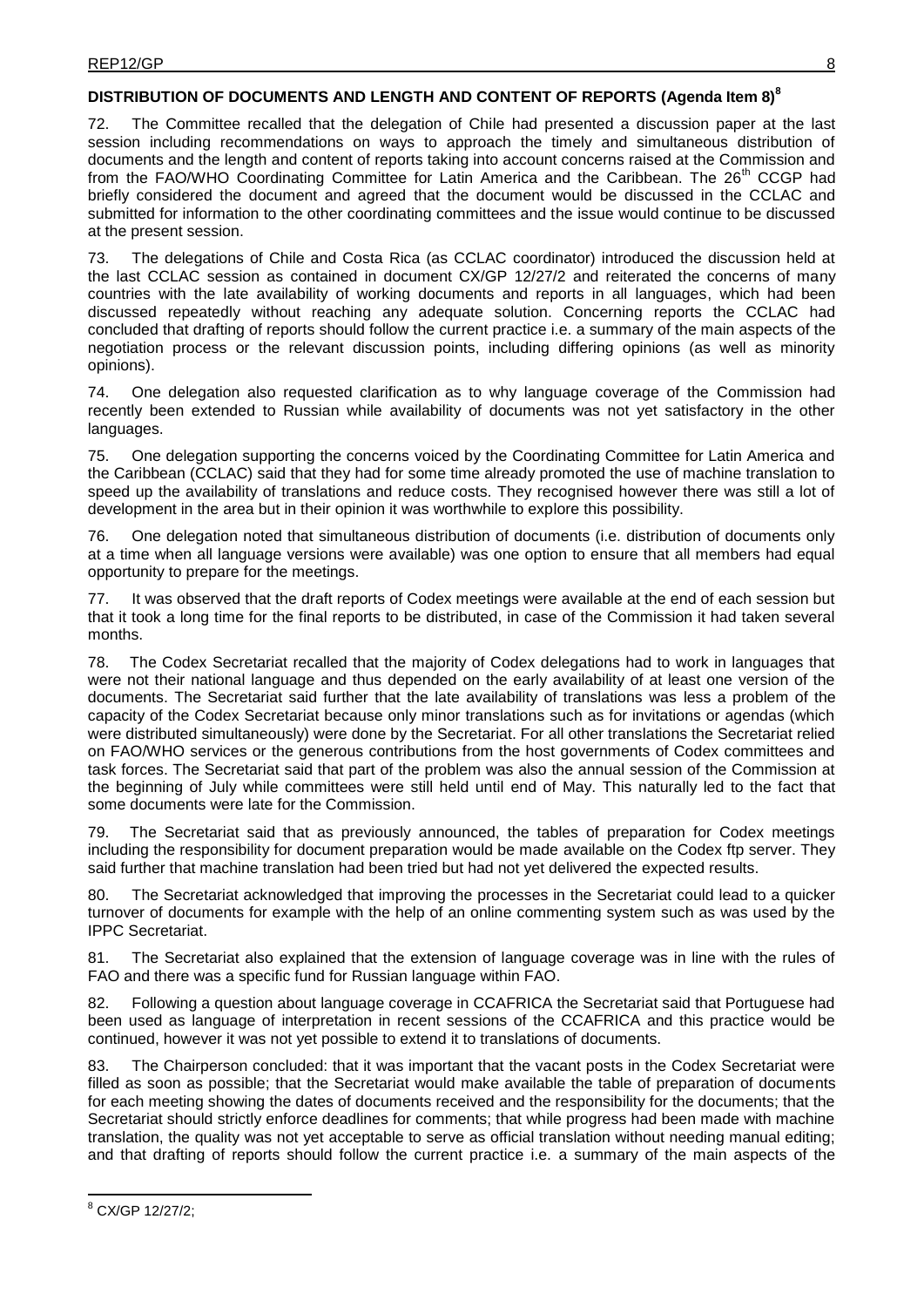## DISTRIBUTION OF DOCUMENTS AND LENGTH AND CONTENT OF REPORTS (Agenda Item 8)[8]

72. The Committee recalled that the delegation of Chile had presented a discussion paper at the last session including recommendations on ways to approach the timely and simultaneous distribution of documents and the length and content of reports taking into account concerns raised at the Commission and from the FAO/WHO Coordinating Committee for Latin America and the Caribbean. The 26th CCGP had briefly considered the document and agreed that the document would be discussed in the CCLAC and submitted for information to the other coordinating committees and the issue would continue to be discussed at the present session.

73. The delegations of Chile and Costa Rica (as CCLAC coordinator) introduced the discussion held at the last CCLAC session as contained in document CX/GP 12/27/2 and reiterated the concerns of many countries with the late availability of working documents and reports in all languages, which had been discussed repeatedly without reaching any adequate solution. Concerning reports the CCLAC had concluded that drafting of reports should follow the current practice i.e. a summary of the main aspects of the negotiation process or the relevant discussion points, including differing opinions (as well as minority opinions).

74. One delegation also requested clarification as to why language coverage of the Commission had recently been extended to Russian while availability of documents was not yet satisfactory in the other languages.

75. One delegation supporting the concerns voiced by the Coordinating Committee for Latin America and the Caribbean (CCLAC) said that they had for some time already promoted the use of machine translation to speed up the availability of translations and reduce costs. They recognised however there was still a lot of development in the area but in their opinion it was worthwhile to explore this possibility.

76. One delegation noted that simultaneous distribution of documents (i.e. distribution of documents only at a time when all language versions were available) was one option to ensure that all members had equal opportunity to prepare for the meetings.

77. It was observed that the draft reports of Codex meetings were available at the end of each session but that it took a long time for the final reports to be distributed, in case of the Commission it had taken several months.

78. The Codex Secretariat recalled that the majority of Codex delegations had to work in languages that were not their national language and thus depended on the early availability of at least one version of the documents. The Secretariat said further that the late availability of translations was less a problem of the capacity of the Codex Secretariat because only minor translations such as for invitations or agendas (which were distributed simultaneously) were done by the Secretariat. For all other translations the Secretariat relied on FAO/WHO services or the generous contributions from the host governments of Codex committees and task forces. The Secretariat said that part of the problem was also the annual session of the Commission at the beginning of July while committees were still held until end of May. This naturally led to the fact that some documents were late for the Commission.

79. The Secretariat said that as previously announced, the tables of preparation for Codex meetings including the responsibility for document preparation would be made available on the Codex ftp server. They said further that machine translation had been tried but had not yet delivered the expected results.

80. The Secretariat acknowledged that improving the processes in the Secretariat could lead to a quicker turnover of documents for example with the help of an online commenting system such as was used by the IPPC Secretariat.

81. The Secretariat also explained that the extension of language coverage was in line with the rules of FAO and there was a specific fund for Russian language within FAO.

82. Following a question about language coverage in CCAFRICA the Secretariat said that Portuguese had been used as language of interpretation in recent sessions of the CCAFRICA and this practice would be continued, however it was not yet possible to extend it to translations of documents.

83. The Chairperson concluded: that it was important that the vacant posts in the Codex Secretariat were filled as soon as possible; that the Secretariat would make available the table of preparation of documents for each meeting showing the dates of documents received and the responsibility for the documents; that the Secretariat should strictly enforce deadlines for comments; that while progress had been made with machine translation, the quality was not yet acceptable to serve as official translation without needing manual editing; and that drafting of reports should follow the current practice i.e. a summary of the main aspects of the

[8] CX/GP 12/27/2;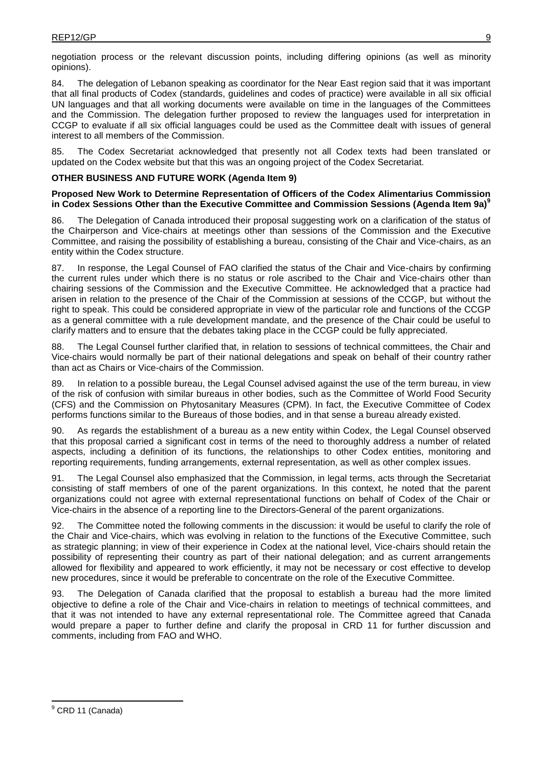negotiation process or the relevant discussion points, including differing opinions (as well as minority opinions).

84. The delegation of Lebanon speaking as coordinator for the Near East region said that it was important that all final products of Codex (standards, guidelines and codes of practice) were available in all six official UN languages and that all working documents were available on time in the languages of the Committees and the Commission. The delegation further proposed to review the languages used for interpretation in CCGP to evaluate if all six official languages could be used as the Committee dealt with issues of general interest to all members of the Commission.

85. The Codex Secretariat acknowledged that presently not all Codex texts had been translated or updated on the Codex website but that this was an ongoing project of the Codex Secretariat.

**OTHER BUSINESS AND FUTURE WORK (Agenda Item 9)**

**Proposed New Work to Determine Representation of Officers of the Codex Alimentarius Commission in Codex Sessions Other than the Executive Committee and Commission Sessions (Agenda Item 9a)[9]**

86. The Delegation of Canada introduced their proposal suggesting work on a clarification of the status of the Chairperson and Vice-chairs at meetings other than sessions of the Commission and the Executive Committee, and raising the possibility of establishing a bureau, consisting of the Chair and Vice-chairs, as an entity within the Codex structure.

87. In response, the Legal Counsel of FAO clarified the status of the Chair and Vice-chairs by confirming the current rules under which there is no status or role ascribed to the Chair and Vice-chairs other than chairing sessions of the Commission and the Executive Committee. He acknowledged that a practice had arisen in relation to the presence of the Chair of the Commission at sessions of the CCGP, but without the right to speak. This could be considered appropriate in view of the particular role and functions of the CCGP as a general committee with a rule development mandate, and the presence of the Chair could be useful to clarify matters and to ensure that the debates taking place in the CCGP could be fully appreciated.

88. The Legal Counsel further clarified that, in relation to sessions of technical committees, the Chair and Vice-chairs would normally be part of their national delegations and speak on behalf of their country rather than act as Chairs or Vice-chairs of the Commission.

89. In relation to a possible bureau, the Legal Counsel advised against the use of the term bureau, in view of the risk of confusion with similar bureaus in other bodies, such as the Committee of World Food Security (CFS) and the Commission on Phytosanitary Measures (CPM). In fact, the Executive Committee of Codex performs functions similar to the Bureaus of those bodies, and in that sense a bureau already existed.

90. As regards the establishment of a bureau as a new entity within Codex, the Legal Counsel observed that this proposal carried a significant cost in terms of the need to thoroughly address a number of related aspects, including a definition of its functions, the relationships to other Codex entities, monitoring and reporting requirements, funding arrangements, external representation, as well as other complex issues.

91. The Legal Counsel also emphasized that the Commission, in legal terms, acts through the Secretariat consisting of staff members of one of the parent organizations. In this context, he noted that the parent organizations could not agree with external representational functions on behalf of Codex of the Chair or Vice-chairs in the absence of a reporting line to the Directors-General of the parent organizations.

92. The Committee noted the following comments in the discussion: it would be useful to clarify the role of the Chair and Vice-chairs, which was evolving in relation to the functions of the Executive Committee, such as strategic planning; in view of their experience in Codex at the national level, Vice-chairs should retain the possibility of representing their country as part of their national delegation; and as current arrangements allowed for flexibility and appeared to work efficiently, it may not be necessary or cost effective to develop new procedures, since it would be preferable to concentrate on the role of the Executive Committee.

93. The Delegation of Canada clarified that the proposal to establish a bureau had the more limited objective to define a role of the Chair and Vice-chairs in relation to meetings of technical committees, and that it was not intended to have any external representational role. The Committee agreed that Canada would prepare a paper to further define and clarify the proposal in CRD 11 for further discussion and comments, including from FAO and WHO.

---

[9] CRD 11 (Canada)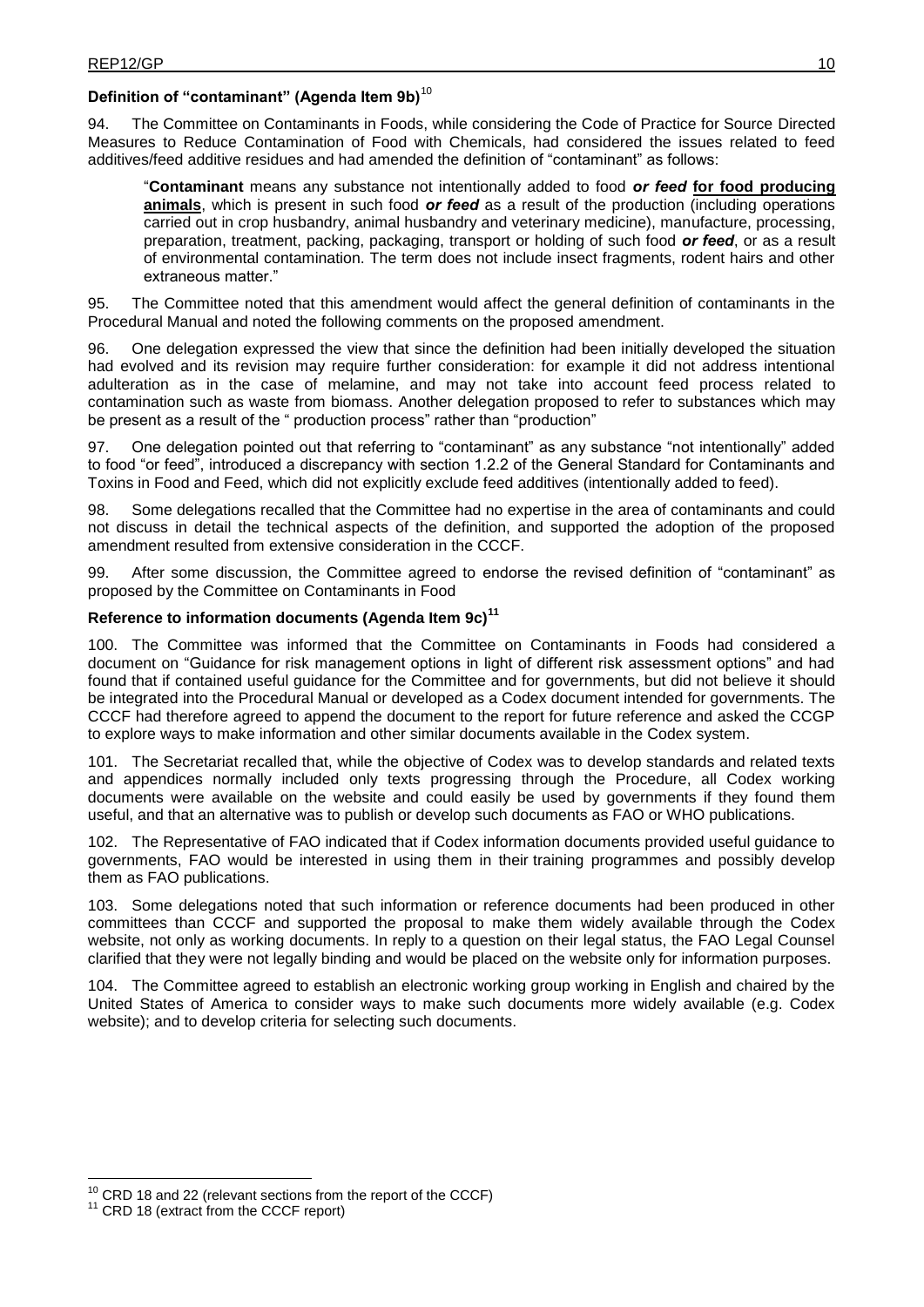### Definition of "contaminant" (Agenda Item 9b)[10]

94. The Committee on Contaminants in Foods, while considering the Code of Practice for Source Directed Measures to Reduce Contamination of Food with Chemicals, had considered the issues related to feed additives/feed additive residues and had amended the definition of "contaminant" as follows:

> "**Contaminant** means any substance not intentionally added to food ***or feed*** **for food producing animals**, which is present in such food ***or feed*** as a result of the production (including operations carried out in crop husbandry, animal husbandry and veterinary medicine), manufacture, processing, preparation, treatment, packing, packaging, transport or holding of such food ***or feed***, or as a result of environmental contamination. The term does not include insect fragments, rodent hairs and other extraneous matter."

95. The Committee noted that this amendment would affect the general definition of contaminants in the Procedural Manual and noted the following comments on the proposed amendment.

96. One delegation expressed the view that since the definition had been initially developed the situation had evolved and its revision may require further consideration: for example it did not address intentional adulteration as in the case of melamine, and may not take into account feed process related to contamination such as waste from biomass. Another delegation proposed to refer to substances which may be present as a result of the " production process" rather than "production"

97. One delegation pointed out that referring to "contaminant" as any substance "not intentionally" added to food "or feed", introduced a discrepancy with section 1.2.2 of the General Standard for Contaminants and Toxins in Food and Feed, which did not explicitly exclude feed additives (intentionally added to feed).

98. Some delegations recalled that the Committee had no expertise in the area of contaminants and could not discuss in detail the technical aspects of the definition, and supported the adoption of the proposed amendment resulted from extensive consideration in the CCCF.

99. After some discussion, the Committee agreed to endorse the revised definition of "contaminant" as proposed by the Committee on Contaminants in Food

### Reference to information documents (Agenda Item 9c)[11]

100. The Committee was informed that the Committee on Contaminants in Foods had considered a document on "Guidance for risk management options in light of different risk assessment options" and had found that if contained useful guidance for the Committee and for governments, but did not believe it should be integrated into the Procedural Manual or developed as a Codex document intended for governments. The CCCF had therefore agreed to append the document to the report for future reference and asked the CCGP to explore ways to make information and other similar documents available in the Codex system.

101. The Secretariat recalled that, while the objective of Codex was to develop standards and related texts and appendices normally included only texts progressing through the Procedure, all Codex working documents were available on the website and could easily be used by governments if they found them useful, and that an alternative was to publish or develop such documents as FAO or WHO publications.

102. The Representative of FAO indicated that if Codex information documents provided useful guidance to governments, FAO would be interested in using them in their training programmes and possibly develop them as FAO publications.

103. Some delegations noted that such information or reference documents had been produced in other committees than CCCF and supported the proposal to make them widely available through the Codex website, not only as working documents. In reply to a question on their legal status, the FAO Legal Counsel clarified that they were not legally binding and would be placed on the website only for information purposes.

104. The Committee agreed to establish an electronic working group working in English and chaired by the United States of America to consider ways to make such documents more widely available (e.g. Codex website); and to develop criteria for selecting such documents.

---

[10] CRD 18 and 22 (relevant sections from the report of the CCCF)

[11] CRD 18 (extract from the CCCF report)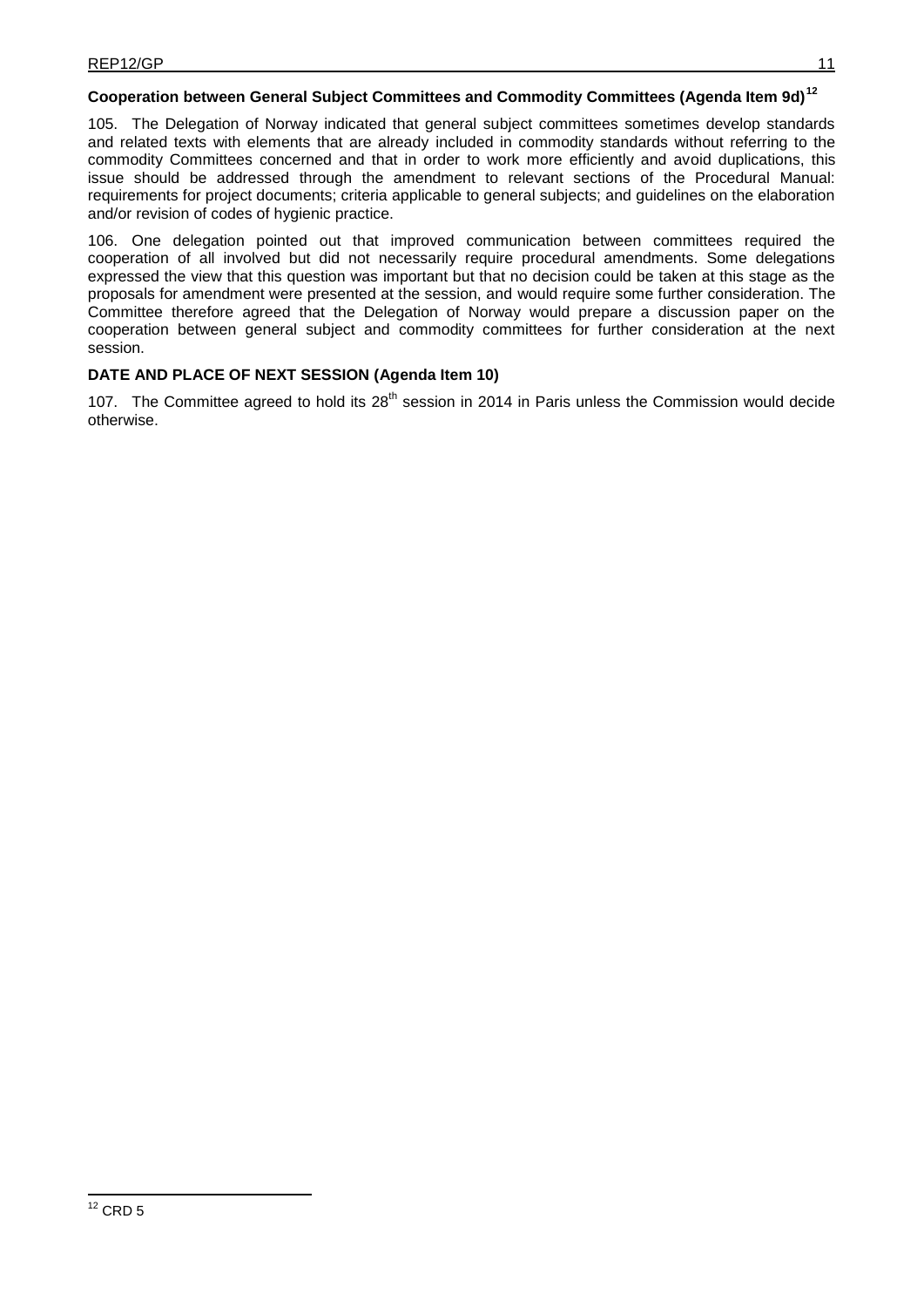### Cooperation between General Subject Committees and Commodity Committees (Agenda Item 9d)[12]

105. The Delegation of Norway indicated that general subject committees sometimes develop standards and related texts with elements that are already included in commodity standards without referring to the commodity Committees concerned and that in order to work more efficiently and avoid duplications, this issue should be addressed through the amendment to relevant sections of the Procedural Manual: requirements for project documents; criteria applicable to general subjects; and guidelines on the elaboration and/or revision of codes of hygienic practice.

106. One delegation pointed out that improved communication between committees required the cooperation of all involved but did not necessarily require procedural amendments. Some delegations expressed the view that this question was important but that no decision could be taken at this stage as the proposals for amendment were presented at the session, and would require some further consideration. The Committee therefore agreed that the Delegation of Norway would prepare a discussion paper on the cooperation between general subject and commodity committees for further consideration at the next session.

### DATE AND PLACE OF NEXT SESSION (Agenda Item 10)

107. The Committee agreed to hold its 28th session in 2014 in Paris unless the Commission would decide otherwise.

---

[12] CRD 5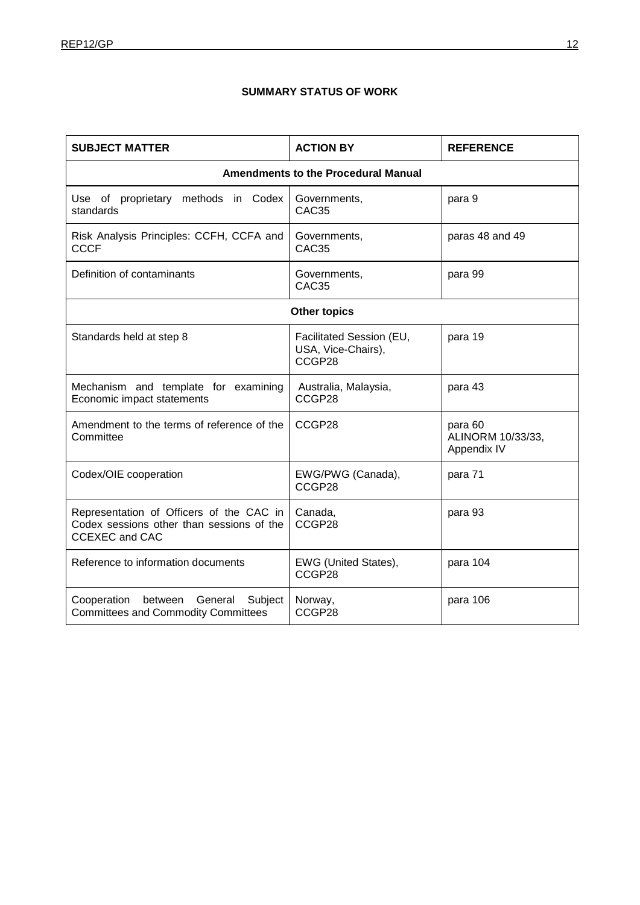**SUMMARY STATUS OF WORK**

| SUBJECT MATTER | ACTION BY | REFERENCE |
|---|---|---|
| **Amendments to the Procedural Manual** | | |
| Use of proprietary methods in Codex standards | Governments, CAC35 | para 9 |
| Risk Analysis Principles: CCFH, CCFA and CCCF | Governments, CAC35 | paras 48 and 49 |
| Definition of contaminants | Governments, CAC35 | para 99 |
| **Other topics** | | |
| Standards held at step 8 | Facilitated Session (EU, USA, Vice-Chairs), CCGP28 | para 19 |
| Mechanism and template for examining Economic impact statements | Australia, Malaysia, CCGP28 | para 43 |
| Amendment to the terms of reference of the Committee | CCGP28 | para 60 ALINORM 10/33/33, Appendix IV |
| Codex/OIE cooperation | EWG/PWG (Canada), CCGP28 | para 71 |
| Representation of Officers of the CAC in Codex sessions other than sessions of the CCEXEC and CAC | Canada, CCGP28 | para 93 |
| Reference to information documents | EWG (United States), CCGP28 | para 104 |
| Cooperation between General Subject Committees and Commodity Committees | Norway, CCGP28 | para 106 |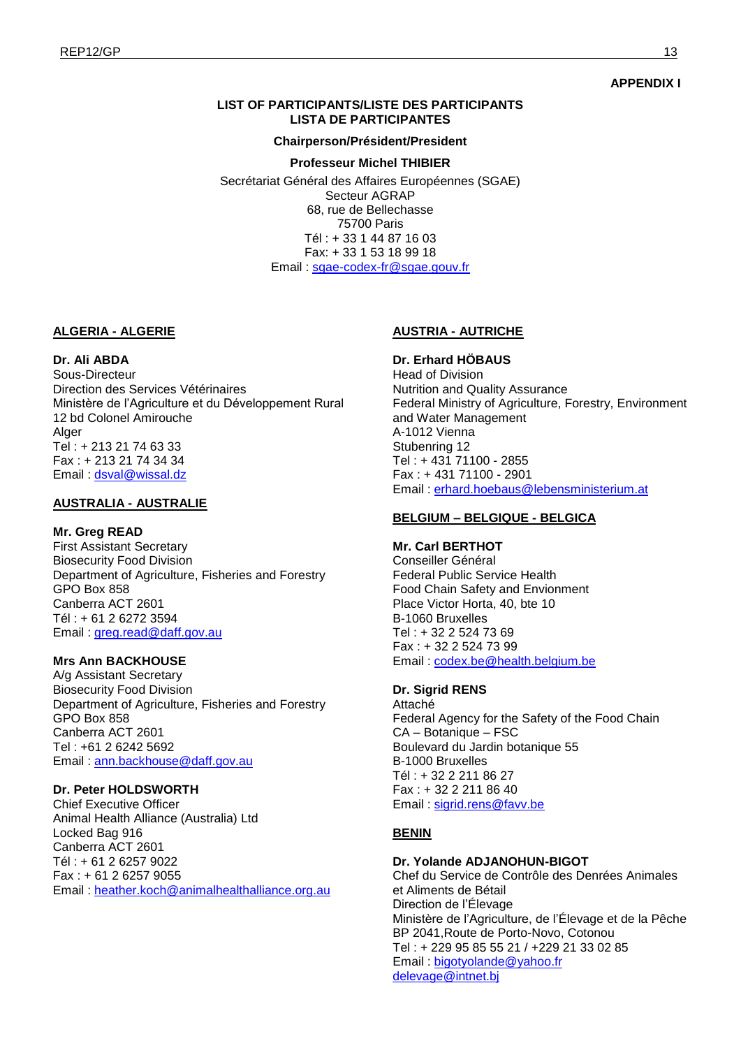**APPENDIX I**

**LIST OF PARTICIPANTS/LISTE DES PARTICIPANTS**
**LISTA DE PARTICIPANTES**

**Chairperson/Président/President**

**Professeur Michel THIBIER**

Secrétariat Général des Affaires Européennes (SGAE)
Secteur AGRAP
68, rue de Bellechasse
75700 Paris
Tél : + 33 1 44 87 16 03
Fax: + 33 1 53 18 99 18
Email : sgae-codex-fr@sgae.gouv.fr

**ALGERIA - ALGERIE**

**Dr. Ali ABDA**
Sous-Directeur
Direction des Services Vétérinaires
Ministère de l'Agriculture et du Développement Rural
12 bd Colonel Amirouche
Alger
Tel : + 213 21 74 63 33
Fax : + 213 21 74 34 34
Email : dsval@wissal.dz

**AUSTRALIA - AUSTRALIE**

**Mr. Greg READ**
First Assistant Secretary
Biosecurity Food Division
Department of Agriculture, Fisheries and Forestry
GPO Box 858
Canberra ACT 2601
Tél : + 61 2 6272 3594
Email : greg.read@daff.gov.au

**Mrs Ann BACKHOUSE**
A/g Assistant Secretary
Biosecurity Food Division
Department of Agriculture, Fisheries and Forestry
GPO Box 858
Canberra ACT 2601
Tel : +61 2 6242 5692
Email : ann.backhouse@daff.gov.au

**Dr. Peter HOLDSWORTH**
Chief Executive Officer
Animal Health Alliance (Australia) Ltd
Locked Bag 916
Canberra ACT 2601
Tél : + 61 2 6257 9022
Fax : + 61 2 6257 9055
Email : heather.koch@animalhealthalliance.org.au

**AUSTRIA - AUTRICHE**

**Dr. Erhard HÖBAUS**
Head of Division
Nutrition and Quality Assurance
Federal Ministry of Agriculture, Forestry, Environment and Water Management
A-1012 Vienna
Stubenring 12
Tel : + 431 71100 - 2855
Fax : + 431 71100 - 2901
Email : erhard.hoebaus@lebensministerium.at

**BELGIUM – BELGIQUE - BELGICA**

**Mr. Carl BERTHOT**
Conseiller Général
Federal Public Service Health
Food Chain Safety and Envionment
Place Victor Horta, 40, bte 10
B-1060 Bruxelles
Tel : + 32 2 524 73 69
Fax : + 32 2 524 73 99
Email : codex.be@health.belgium.be

**Dr. Sigrid RENS**
Attaché
Federal Agency for the Safety of the Food Chain
CA – Botanique – FSC
Boulevard du Jardin botanique 55
B-1000 Bruxelles
Tél : + 32 2 211 86 27
Fax : + 32 2 211 86 40
Email : sigrid.rens@favv.be

**BENIN**

**Dr. Yolande ADJANOHUN-BIGOT**
Chef du Service de Contrôle des Denrées Animales et Aliments de Bétail
Direction de l'Élevage
Ministère de l'Agriculture, de l'Élevage et de la Pêche
BP 2041,Route de Porto-Novo, Cotonou
Tel : + 229 95 85 55 21 / +229 21 33 02 85
Email : bigotyolande@yahoo.fr
delevage@intnet.bj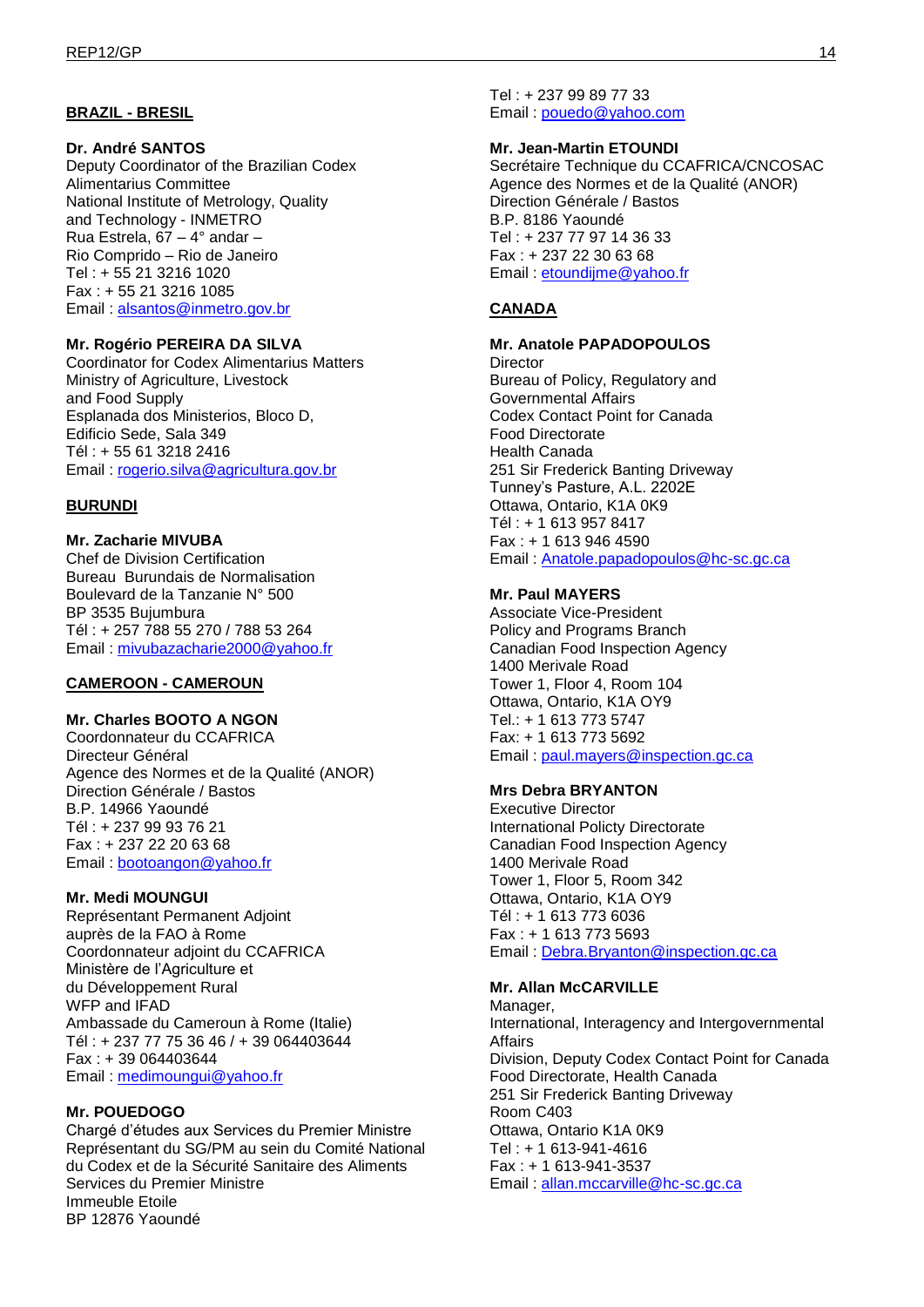**BRAZIL - BRESIL**

**Dr. André SANTOS**
Deputy Coordinator of the Brazilian Codex Alimentarius Committee
National Institute of Metrology, Quality and Technology - INMETRO
Rua Estrela, 67 – 4° andar –
Rio Comprido – Rio de Janeiro
Tel : + 55 21 3216 1020
Fax : + 55 21 3216 1085
Email : alsantos@inmetro.gov.br

**Mr. Rogério PEREIRA DA SILVA**
Coordinator for Codex Alimentarius Matters
Ministry of Agriculture, Livestock and Food Supply
Esplanada dos Ministerios, Bloco D,
Edificio Sede, Sala 349
Tél : + 55 61 3218 2416
Email : rogerio.silva@agricultura.gov.br

**BURUNDI**

**Mr. Zacharie MIVUBA**
Chef de Division Certification
Bureau Burundais de Normalisation
Boulevard de la Tanzanie N° 500
BP 3535 Bujumbura
Tél : + 257 788 55 270 / 788 53 264
Email : mivubazacharie2000@yahoo.fr

**CAMEROON - CAMEROUN**

**Mr. Charles BOOTO A NGON**
Coordonnateur du CCAFRICA
Directeur Général
Agence des Normes et de la Qualité (ANOR)
Direction Générale / Bastos
B.P. 14966 Yaoundé
Tél : + 237 99 93 76 21
Fax : + 237 22 20 63 68
Email : bootoangon@yahoo.fr

**Mr. Medi MOUNGUI**
Représentant Permanent Adjoint auprès de la FAO à Rome
Coordonnateur adjoint du CCAFRICA
Ministère de l'Agriculture et du Développement Rural
WFP and IFAD
Ambassade du Cameroun à Rome (Italie)
Tél : + 237 77 75 36 46 / + 39 064403644
Fax : + 39 064403644
Email : medimoungui@yahoo.fr

**Mr. POUEDOGO**
Chargé d'études aux Services du Premier Ministre
Représentant du SG/PM au sein du Comité National du Codex et de la Sécurité Sanitaire des Aliments
Services du Premier Ministre
Immeuble Etoile
BP 12876 Yaoundé
Tel : + 237 99 89 77 33
Email : pouedo@yahoo.com

**Mr. Jean-Martin ETOUNDI**
Secrétaire Technique du CCAFRICA/CNCOSAC
Agence des Normes et de la Qualité (ANOR)
Direction Générale / Bastos
B.P. 8186 Yaoundé
Tel : + 237 77 97 14 36 33
Fax : + 237 22 30 63 68
Email : etoundijme@yahoo.fr

**CANADA**

**Mr. Anatole PAPADOPOULOS**
Director
Bureau of Policy, Regulatory and Governmental Affairs
Codex Contact Point for Canada
Food Directorate
Health Canada
251 Sir Frederick Banting Driveway
Tunney's Pasture, A.L. 2202E
Ottawa, Ontario, K1A 0K9
Tél : + 1 613 957 8417
Fax : + 1 613 946 4590
Email : Anatole.papadopoulos@hc-sc.gc.ca

**Mr. Paul MAYERS**
Associate Vice-President
Policy and Programs Branch
Canadian Food Inspection Agency
1400 Merivale Road
Tower 1, Floor 4, Room 104
Ottawa, Ontario, K1A OY9
Tel.: + 1 613 773 5747
Fax: + 1 613 773 5692
Email : paul.mayers@inspection.gc.ca

**Mrs Debra BRYANTON**
Executive Director
International Policty Directorate
Canadian Food Inspection Agency
1400 Merivale Road
Tower 1, Floor 5, Room 342
Ottawa, Ontario, K1A OY9
Tél : + 1 613 773 6036
Fax : + 1 613 773 5693
Email : Debra.Bryanton@inspection.gc.ca

**Mr. Allan McCARVILLE**
Manager,
International, Interagency and Intergovernmental Affairs
Division, Deputy Codex Contact Point for Canada
Food Directorate, Health Canada
251 Sir Frederick Banting Driveway
Room C403
Ottawa, Ontario K1A 0K9
Tel : + 1 613-941-4616
Fax : + 1 613-941-3537
Email : allan.mccarville@hc-sc.gc.ca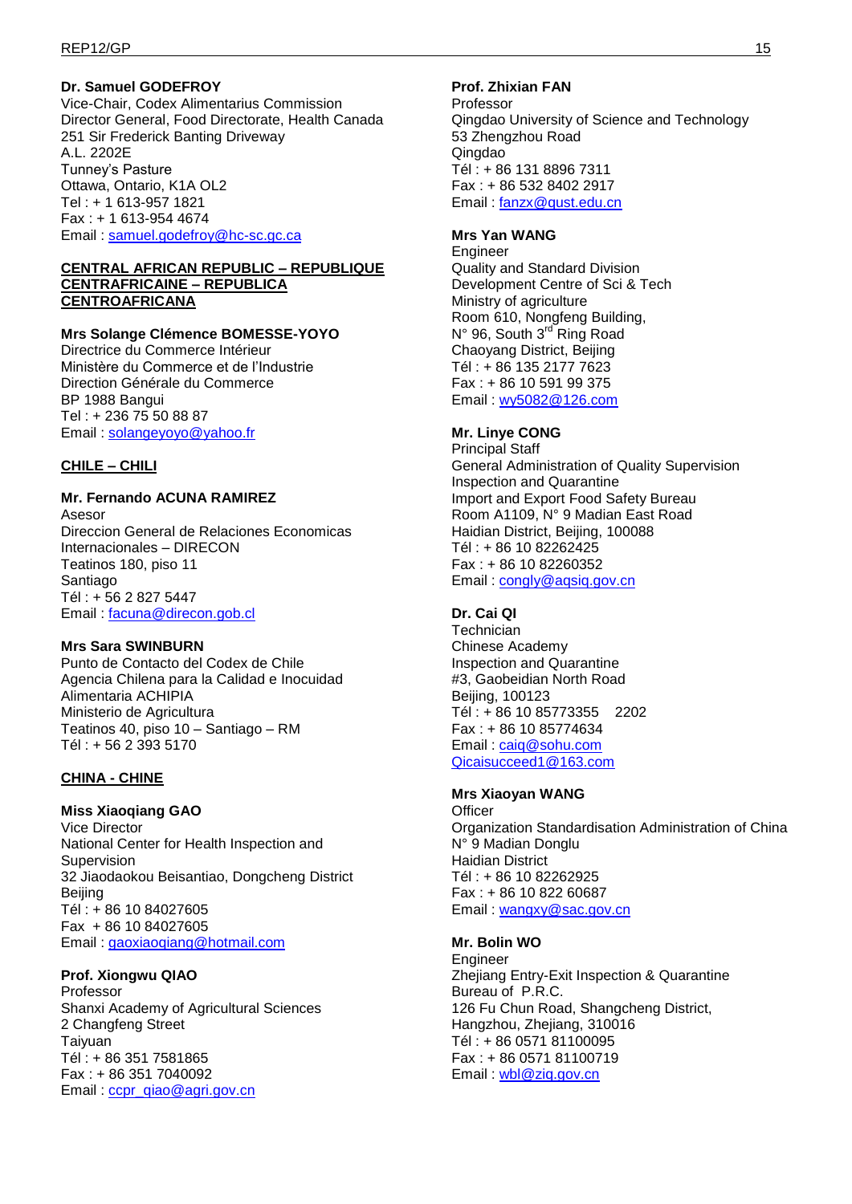**Dr. Samuel GODEFROY**
Vice-Chair, Codex Alimentarius Commission
Director General, Food Directorate, Health Canada
251 Sir Frederick Banting Driveway
A.L. 2202E
Tunney's Pasture
Ottawa, Ontario, K1A OL2
Tel : + 1 613-957 1821
Fax : + 1 613-954 4674
Email : samuel.godefroy@hc-sc.gc.ca

**CENTRAL AFRICAN REPUBLIC – REPUBLIQUE CENTRAFRICAINE – REPUBLICA CENTROAFRICANA**

**Mrs Solange Clémence BOMESSE-YOYO**
Directrice du Commerce Intérieur
Ministère du Commerce et de l'Industrie
Direction Générale du Commerce
BP 1988 Bangui
Tel : + 236 75 50 88 87
Email : solangeyoyo@yahoo.fr

**CHILE – CHILI**

**Mr. Fernando ACUNA RAMIREZ**
Asesor
Direccion General de Relaciones Economicas Internacionales – DIRECON
Teatinos 180, piso 11
Santiago
Tél : + 56 2 827 5447
Email : facuna@direcon.gob.cl

**Mrs Sara SWINBURN**
Punto de Contacto del Codex de Chile
Agencia Chilena para la Calidad e Inocuidad Alimentaria ACHIPIA
Ministerio de Agricultura
Teatinos 40, piso 10 – Santiago – RM
Tél : + 56 2 393 5170

**CHINA - CHINE**

**Miss Xiaoqiang GAO**
Vice Director
National Center for Health Inspection and Supervision
32 Jiaodaokou Beisantiao, Dongcheng District
Beijing
Tél : + 86 10 84027605
Fax + 86 10 84027605
Email : gaoxiaoqiang@hotmail.com

**Prof. Xiongwu QIAO**
Professor
Shanxi Academy of Agricultural Sciences
2 Changfeng Street
Taiyuan
Tél : + 86 351 7581865
Fax : + 86 351 7040092
Email : ccpr_qiao@agri.gov.cn

**Prof. Zhixian FAN**
Professor
Qingdao University of Science and Technology
53 Zhengzhou Road
Qingdao
Tél : + 86 131 8896 7311
Fax : + 86 532 8402 2917
Email : fanzx@qust.edu.cn

**Mrs Yan WANG**
Engineer
Quality and Standard Division
Development Centre of Sci & Tech
Ministry of agriculture
Room 610, Nongfeng Building,
N° 96, South 3rd Ring Road
Chaoyang District, Beijing
Tél : + 86 135 2177 7623
Fax : + 86 10 591 99 375
Email : wy5082@126.com

**Mr. Linye CONG**
Principal Staff
General Administration of Quality Supervision Inspection and Quarantine
Import and Export Food Safety Bureau
Room A1109, N° 9 Madian East Road
Haidian District, Beijing, 100088
Tél : + 86 10 82262425
Fax : + 86 10 82260352
Email : congly@aqsiq.gov.cn

**Dr. Cai QI**
Technician
Chinese Academy
Inspection and Quarantine
#3, Gaobeidian North Road
Beijing, 100123
Tél : + 86 10 85773355 2202
Fax : + 86 10 85774634
Email : caiq@sohu.com
Qicaisucceed1@163.com

**Mrs Xiaoyan WANG**
Officer
Organization Standardisation Administration of China
N° 9 Madian Donglu
Haidian District
Tél : + 86 10 82262925
Fax : + 86 10 822 60687
Email : wangxy@sac.gov.cn

**Mr. Bolin WO**
Engineer
Zhejiang Entry-Exit Inspection & Quarantine Bureau of P.R.C.
126 Fu Chun Road, Shangcheng District,
Hangzhou, Zhejiang, 310016
Tél : + 86 0571 81100095
Fax : + 86 0571 81100719
Email : wbl@ziq.gov.cn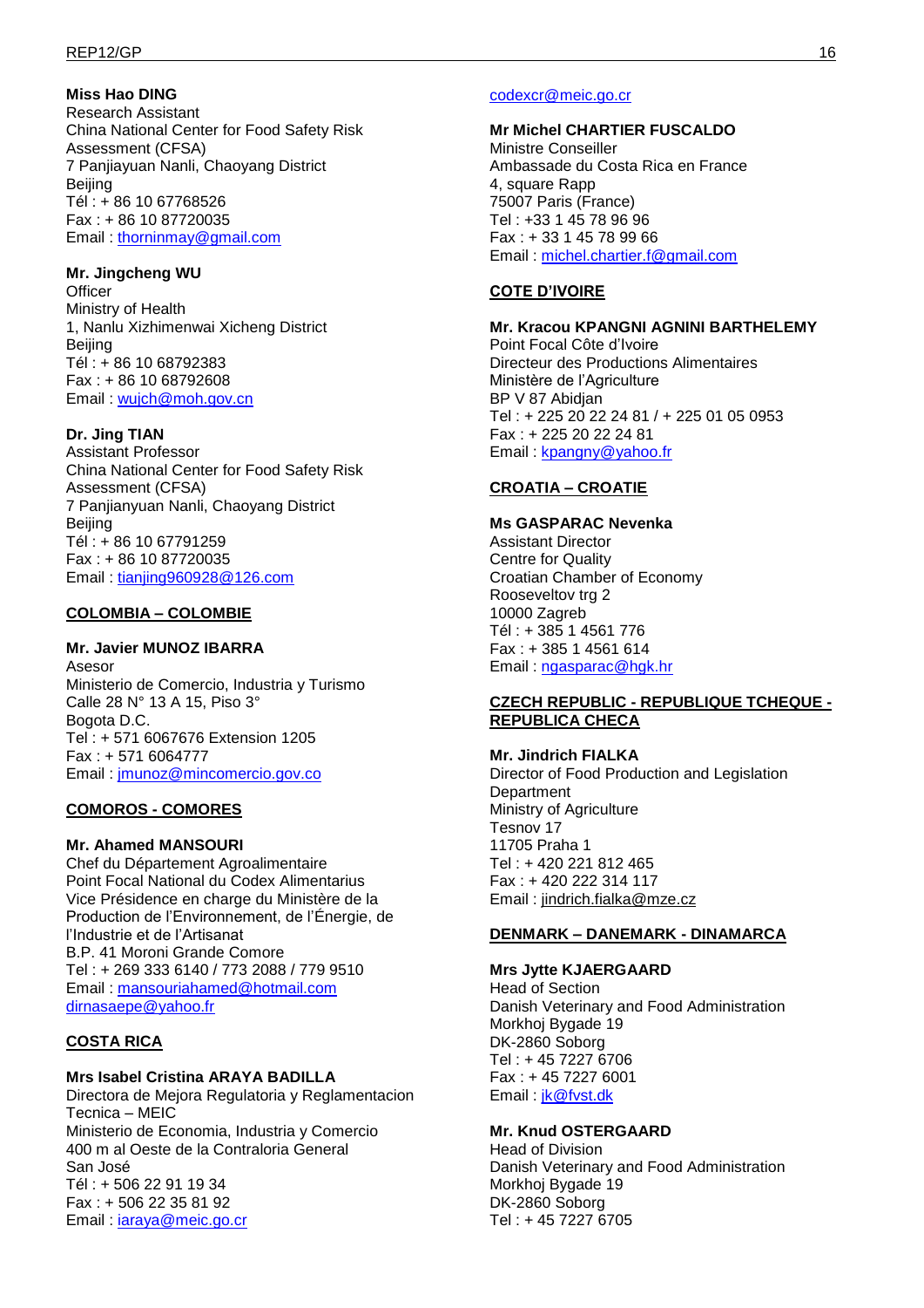**Miss Hao DING**
Research Assistant
China National Center for Food Safety Risk Assessment (CFSA)
7 Panjiayuan Nanli, Chaoyang District
Beijing
Tél : + 86 10 67768526
Fax : + 86 10 87720035
Email : thorninmay@gmail.com

**Mr. Jingcheng WU**
Officer
Ministry of Health
1, Nanlu Xizhimenwai Xicheng District
Beijing
Tél : + 86 10 68792383
Fax : + 86 10 68792608
Email : wujch@moh.gov.cn

**Dr. Jing TIAN**
Assistant Professor
China National Center for Food Safety Risk Assessment (CFSA)
7 Panjianyuan Nanli, Chaoyang District
Beijing
Tél : + 86 10 67791259
Fax : + 86 10 87720035
Email : tianjing960928@126.com

**COLOMBIA – COLOMBIE**

**Mr. Javier MUNOZ IBARRA**
Asesor
Ministerio de Comercio, Industria y Turismo
Calle 28 N° 13 A 15, Piso 3°
Bogota D.C.
Tel : + 571 6067676 Extension 1205
Fax : + 571 6064777
Email : jmunoz@mincomercio.gov.co

**COMOROS - COMORES**

**Mr. Ahamed MANSOURI**
Chef du Département Agroalimentaire
Point Focal National du Codex Alimentarius
Vice Présidence en charge du Ministère de la Production de l'Environnement, de l'Énergie, de l'Industrie et de l'Artisanat
B.P. 41 Moroni Grande Comore
Tel : + 269 333 6140 / 773 2088 / 779 9510
Email : mansouriahamed@hotmail.com
dirnasaepe@yahoo.fr

**COSTA RICA**

**Mrs Isabel Cristina ARAYA BADILLA**
Directora de Mejora Regulatoria y Reglamentacion Tecnica – MEIC
Ministerio de Economia, Industria y Comercio
400 m al Oeste de la Contraloria General
San José
Tél : + 506 22 91 19 34
Fax : + 506 22 35 81 92
Email : iaraya@meic.go.cr
codexcr@meic.go.cr

**Mr Michel CHARTIER FUSCALDO**
Ministre Conseiller
Ambassade du Costa Rica en France
4, square Rapp
75007 Paris (France)
Tel : +33 1 45 78 96 96
Fax : + 33 1 45 78 99 66
Email : michel.chartier.f@gmail.com

**COTE D'IVOIRE**

**Mr. Kracou KPANGNI AGNINI BARTHELEMY**
Point Focal Côte d'Ivoire
Directeur des Productions Alimentaires
Ministère de l'Agriculture
BP V 87 Abidjan
Tel : + 225 20 22 24 81 / + 225 01 05 0953
Fax : + 225 20 22 24 81
Email : kpangny@yahoo.fr

**CROATIA – CROATIE**

**Ms GASPARAC Nevenka**
Assistant Director
Centre for Quality
Croatian Chamber of Economy
Rooseveltov trg 2
10000 Zagreb
Tél : + 385 1 4561 776
Fax : + 385 1 4561 614
Email : ngasparac@hgk.hr

**CZECH REPUBLIC - REPUBLIQUE TCHEQUE - REPUBLICA CHECA**

**Mr. Jindrich FIALKA**
Director of Food Production and Legislation Department
Ministry of Agriculture
Tesnov 17
11705 Praha 1
Tel : + 420 221 812 465
Fax : + 420 222 314 117
Email : jindrich.fialka@mze.cz

**DENMARK – DANEMARK - DINAMARCA**

**Mrs Jytte KJAERGAARD**
Head of Section
Danish Veterinary and Food Administration
Morkhoj Bygade 19
DK-2860 Soborg
Tel : + 45 7227 6706
Fax : + 45 7227 6001
Email : jk@fvst.dk

**Mr. Knud OSTERGAARD**
Head of Division
Danish Veterinary and Food Administration
Morkhoj Bygade 19
DK-2860 Soborg
Tel : + 45 7227 6705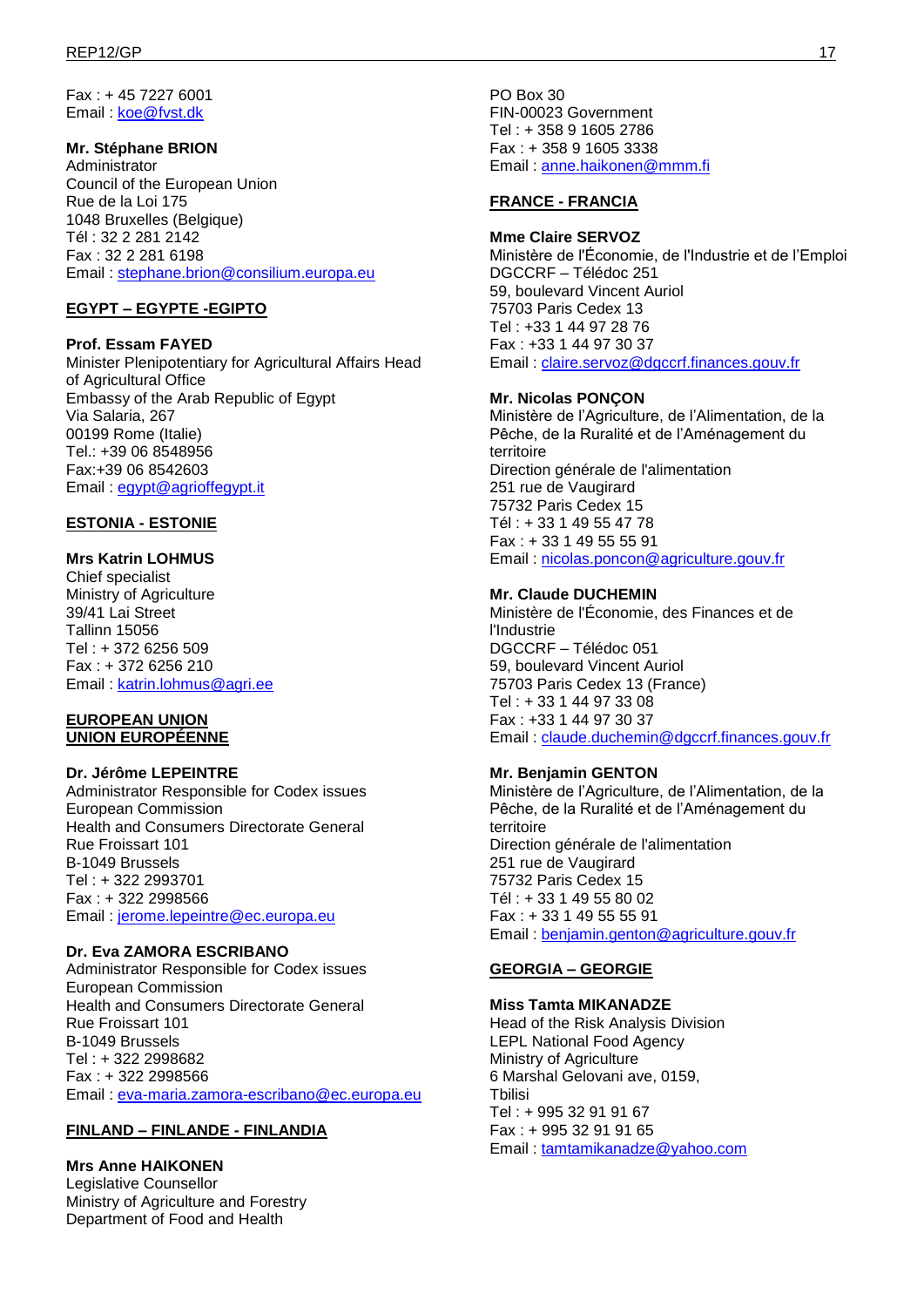Fax : + 45 7227 6001
Email : koe@fvst.dk

**Mr. Stéphane BRION**
Administrator
Council of the European Union
Rue de la Loi 175
1048 Bruxelles (Belgique)
Tél : 32 2 281 2142
Fax : 32 2 281 6198
Email : stephane.brion@consilium.europa.eu

**EGYPT – EGYPTE -EGIPTO**

**Prof. Essam FAYED**
Minister Plenipotentiary for Agricultural Affairs Head of Agricultural Office
Embassy of the Arab Republic of Egypt
Via Salaria, 267
00199 Rome (Italie)
Tel.: +39 06 8548956
Fax:+39 06 8542603
Email : egypt@agrioffegypt.it

**ESTONIA - ESTONIE**

**Mrs Katrin LOHMUS**
Chief specialist
Ministry of Agriculture
39/41 Lai Street
Tallinn 15056
Tel : + 372 6256 509
Fax : + 372 6256 210
Email : katrin.lohmus@agri.ee

**EUROPEAN UNION**
**UNION EUROPÉENNE**

**Dr. Jérôme LEPEINTRE**
Administrator Responsible for Codex issues
European Commission
Health and Consumers Directorate General
Rue Froissart 101
B-1049 Brussels
Tel : + 322 2993701
Fax : + 322 2998566
Email : jerome.lepeintre@ec.europa.eu

**Dr. Eva ZAMORA ESCRIBANO**
Administrator Responsible for Codex issues
European Commission
Health and Consumers Directorate General
Rue Froissart 101
B-1049 Brussels
Tel : + 322 2998682
Fax : + 322 2998566
Email : eva-maria.zamora-escribano@ec.europa.eu

**FINLAND – FINLANDE - FINLANDIA**

**Mrs Anne HAIKONEN**
Legislative Counsellor
Ministry of Agriculture and Forestry
Department of Food and Health
PO Box 30
FIN-00023 Government
Tel : + 358 9 1605 2786
Fax : + 358 9 1605 3338
Email : anne.haikonen@mmm.fi

**FRANCE - FRANCIA**

**Mme Claire SERVOZ**
Ministère de l'Économie, de l'Industrie et de l'Emploi
DGCCRF – Télédoc 251
59, boulevard Vincent Auriol
75703 Paris Cedex 13
Tel : +33 1 44 97 28 76
Fax : +33 1 44 97 30 37
Email : claire.servoz@dgccrf.finances.gouv.fr

**Mr. Nicolas PONÇON**
Ministère de l'Agriculture, de l'Alimentation, de la Pêche, de la Ruralité et de l'Aménagement du territoire
Direction générale de l'alimentation
251 rue de Vaugirard
75732 Paris Cedex 15
Tél : + 33 1 49 55 47 78
Fax : + 33 1 49 55 55 91
Email : nicolas.poncon@agriculture.gouv.fr

**Mr. Claude DUCHEMIN**
Ministère de l'Économie, des Finances et de l'Industrie
DGCCRF – Télédoc 051
59, boulevard Vincent Auriol
75703 Paris Cedex 13 (France)
Tel : + 33 1 44 97 33 08
Fax : +33 1 44 97 30 37
Email : claude.duchemin@dgccrf.finances.gouv.fr

**Mr. Benjamin GENTON**
Ministère de l'Agriculture, de l'Alimentation, de la Pêche, de la Ruralité et de l'Aménagement du territoire
Direction générale de l'alimentation
251 rue de Vaugirard
75732 Paris Cedex 15
Tél : + 33 1 49 55 80 02
Fax : + 33 1 49 55 55 91
Email : benjamin.genton@agriculture.gouv.fr

**GEORGIA – GEORGIE**

**Miss Tamta MIKANADZE**
Head of the Risk Analysis Division
LEPL National Food Agency
Ministry of Agriculture
6 Marshal Gelovani ave, 0159,
Tbilisi
Tel : + 995 32 91 91 67
Fax : + 995 32 91 91 65
Email : tamtamikanadze@yahoo.com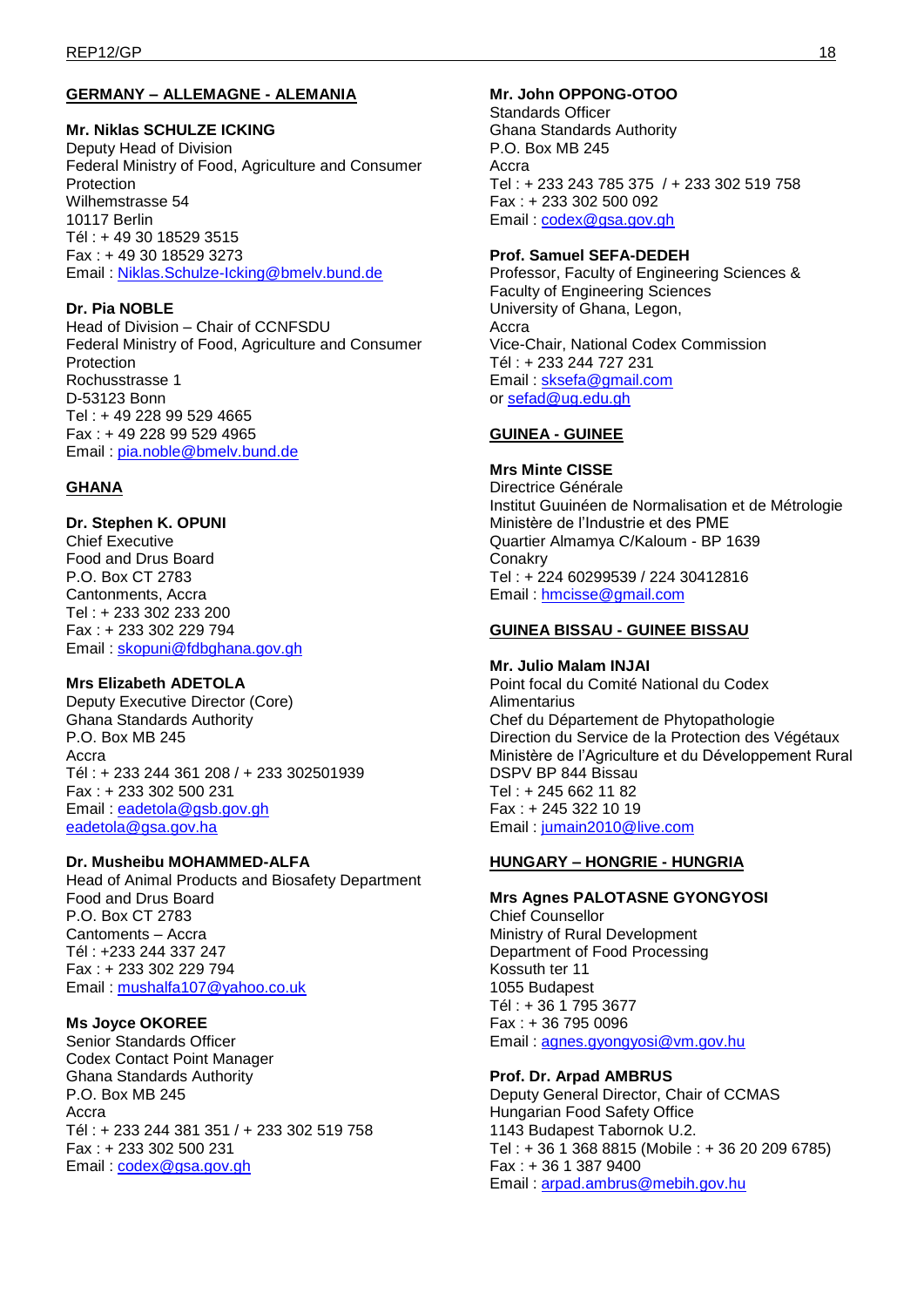**GERMANY – ALLEMAGNE - ALEMANIA**

**Mr. Niklas SCHULZE ICKING**
Deputy Head of Division
Federal Ministry of Food, Agriculture and Consumer Protection
Wilhemstrasse 54
10117 Berlin
Tél : + 49 30 18529 3515
Fax : + 49 30 18529 3273
Email : Niklas.Schulze-Icking@bmelv.bund.de

**Dr. Pia NOBLE**
Head of Division – Chair of CCNFSDU
Federal Ministry of Food, Agriculture and Consumer Protection
Rochusstrasse 1
D-53123 Bonn
Tel : + 49 228 99 529 4665
Fax : + 49 228 99 529 4965
Email : pia.noble@bmelv.bund.de

**GHANA**

**Dr. Stephen K. OPUNI**
Chief Executive
Food and Drus Board
P.O. Box CT 2783
Cantonments, Accra
Tel : + 233 302 233 200
Fax : + 233 302 229 794
Email : skopuni@fdbghana.gov.gh

**Mrs Elizabeth ADETOLA**
Deputy Executive Director (Core)
Ghana Standards Authority
P.O. Box MB 245
Accra
Tél : + 233 244 361 208 / + 233 302501939
Fax : + 233 302 500 231
Email : eadetola@gsb.gov.gh
eadetola@gsa.gov.ha

**Dr. Musheibu MOHAMMED-ALFA**
Head of Animal Products and Biosafety Department
Food and Drus Board
P.O. Box CT 2783
Cantoments – Accra
Tél : +233 244 337 247
Fax : + 233 302 229 794
Email : mushalfa107@yahoo.co.uk

**Ms Joyce OKOREE**
Senior Standards Officer
Codex Contact Point Manager
Ghana Standards Authority
P.O. Box MB 245
Accra
Tél : + 233 244 381 351 / + 233 302 519 758
Fax : + 233 302 500 231
Email : codex@gsa.gov.gh

**Mr. John OPPONG-OTOO**
Standards Officer
Ghana Standards Authority
P.O. Box MB 245
Accra
Tel : + 233 243 785 375 / + 233 302 519 758
Fax : + 233 302 500 092
Email : codex@gsa.gov.gh

**Prof. Samuel SEFA-DEDEH**
Professor, Faculty of Engineering Sciences &
Faculty of Engineering Sciences
University of Ghana, Legon,
Accra
Vice-Chair, National Codex Commission
Tél : + 233 244 727 231
Email : sksefa@gmail.com
or sefad@ug.edu.gh

**GUINEA - GUINEE**

**Mrs Minte CISSE**
Directrice Générale
Institut Guuinéen de Normalisation et de Métrologie
Ministère de l'Industrie et des PME
Quartier Almamya C/Kaloum - BP 1639
Conakry
Tel : + 224 60299539 / 224 30412816
Email : hmcisse@gmail.com

**GUINEA BISSAU - GUINEE BISSAU**

**Mr. Julio Malam INJAI**
Point focal du Comité National du Codex Alimentarius
Chef du Département de Phytopathologie
Direction du Service de la Protection des Végétaux
Ministère de l'Agriculture et du Développement Rural
DSPV BP 844 Bissau
Tel : + 245 662 11 82
Fax : + 245 322 10 19
Email : jumain2010@live.com

**HUNGARY – HONGRIE - HUNGRIA**

**Mrs Agnes PALOTASNE GYONGYOSI**
Chief Counsellor
Ministry of Rural Development
Department of Food Processing
Kossuth ter 11
1055 Budapest
Tél : + 36 1 795 3677
Fax : + 36 795 0096
Email : agnes.gyongyosi@vm.gov.hu

**Prof. Dr. Arpad AMBRUS**
Deputy General Director, Chair of CCMAS
Hungarian Food Safety Office
1143 Budapest Tabornok U.2.
Tel : + 36 1 368 8815 (Mobile : + 36 20 209 6785)
Fax : + 36 1 387 9400
Email : arpad.ambrus@mebih.gov.hu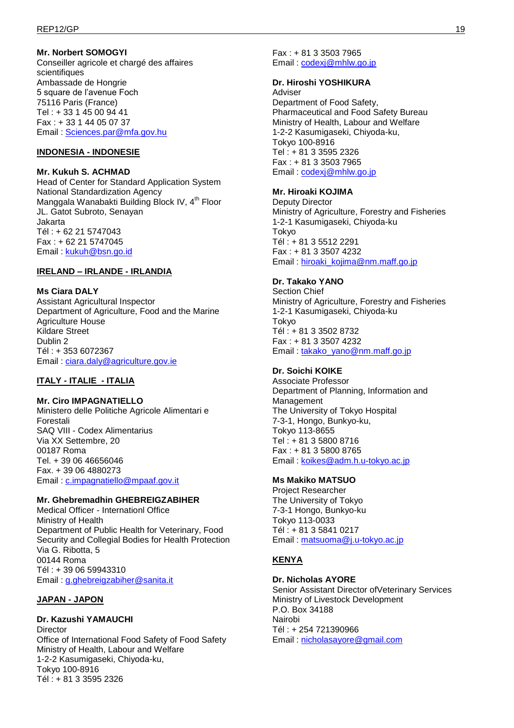**Mr. Norbert SOMOGYI**
Conseiller agricole et chargé des affaires scientifiques
Ambassade de Hongrie
5 square de l'avenue Foch
75116 Paris (France)
Tel : + 33 1 45 00 94 41
Fax : + 33 1 44 05 07 37
Email : Sciences.par@mfa.gov.hu

**INDONESIA - INDONESIE**

**Mr. Kukuh S. ACHMAD**
Head of Center for Standard Application System
National Standardization Agency
Manggala Wanabakti Building Block IV, 4th Floor
JL. Gatot Subroto, Senayan
Jakarta
Tél : + 62 21 5747043
Fax : + 62 21 5747045
Email : kukuh@bsn.go.id

**IRELAND – IRLANDE - IRLANDIA**

**Ms Ciara DALY**
Assistant Agricultural Inspector
Department of Agriculture, Food and the Marine
Agriculture House
Kildare Street
Dublin 2
Tél : + 353 6072367
Email : ciara.daly@agriculture.gov.ie

**ITALY - ITALIE - ITALIA**

**Mr. Ciro IMPAGNATIELLO**
Ministero delle Politiche Agricole Alimentari e Forestali
SAQ VIII - Codex Alimentarius
Via XX Settembre, 20
00187 Roma
Tel. + 39 06 46656046
Fax. + 39 06 4880273
Email : c.impagnatiello@mpaaf.gov.it

**Mr. Ghebremadhin GHEBREIGZABIHER**
Medical Officer - Internationl Office
Ministry of Health
Department of Public Health for Veterinary, Food Security and Collegial Bodies for Health Protection
Via G. Ribotta, 5
00144 Roma
Tél : + 39 06 59943310
Email : g.ghebreigzabiher@sanita.it

**JAPAN - JAPON**

**Dr. Kazushi YAMAUCHI**
Director
Office of International Food Safety of Food Safety
Ministry of Health, Labour and Welfare
1-2-2 Kasumigaseki, Chiyoda-ku,
Tokyo 100-8916
Tél : + 81 3 3595 2326
Fax : + 81 3 3503 7965
Email : codexj@mhlw.go.jp

**Dr. Hiroshi YOSHIKURA**
Adviser
Department of Food Safety,
Pharmaceutical and Food Safety Bureau
Ministry of Health, Labour and Welfare
1-2-2 Kasumigaseki, Chiyoda-ku,
Tokyo 100-8916
Tel : + 81 3 3595 2326
Fax : + 81 3 3503 7965
Email : codexj@mhlw.go.jp

**Mr. Hiroaki KOJIMA**
Deputy Director
Ministry of Agriculture, Forestry and Fisheries
1-2-1 Kasumigaseki, Chiyoda-ku
Tokyo
Tél : + 81 3 5512 2291
Fax : + 81 3 3507 4232
Email : hiroaki_kojima@nm.maff.go.jp

**Dr. Takako YANO**
Section Chief
Ministry of Agriculture, Forestry and Fisheries
1-2-1 Kasumigaseki, Chiyoda-ku
Tokyo
Tél : + 81 3 3502 8732
Fax : + 81 3 3507 4232
Email : takako_yano@nm.maff.go.jp

**Dr. Soichi KOIKE**
Associate Professor
Department of Planning, Information and Management
The University of Tokyo Hospital
7-3-1, Hongo, Bunkyo-ku,
Tokyo 113-8655
Tel : + 81 3 5800 8716
Fax : + 81 3 5800 8765
Email : koikes@adm.h.u-tokyo.ac.jp

**Ms Makiko MATSUO**
Project Researcher
The University of Tokyo
7-3-1 Hongo, Bunkyo-ku
Tokyo 113-0033
Tél : + 81 3 5841 0217
Email : matsuoma@j.u-tokyo.ac.jp

**KENYA**

**Dr. Nicholas AYORE**
Senior Assistant Director ofVeterinary Services
Ministry of Livestock Development
P.O. Box 34188
Nairobi
Tél : + 254 721390966
Email : nicholasayore@gmail.com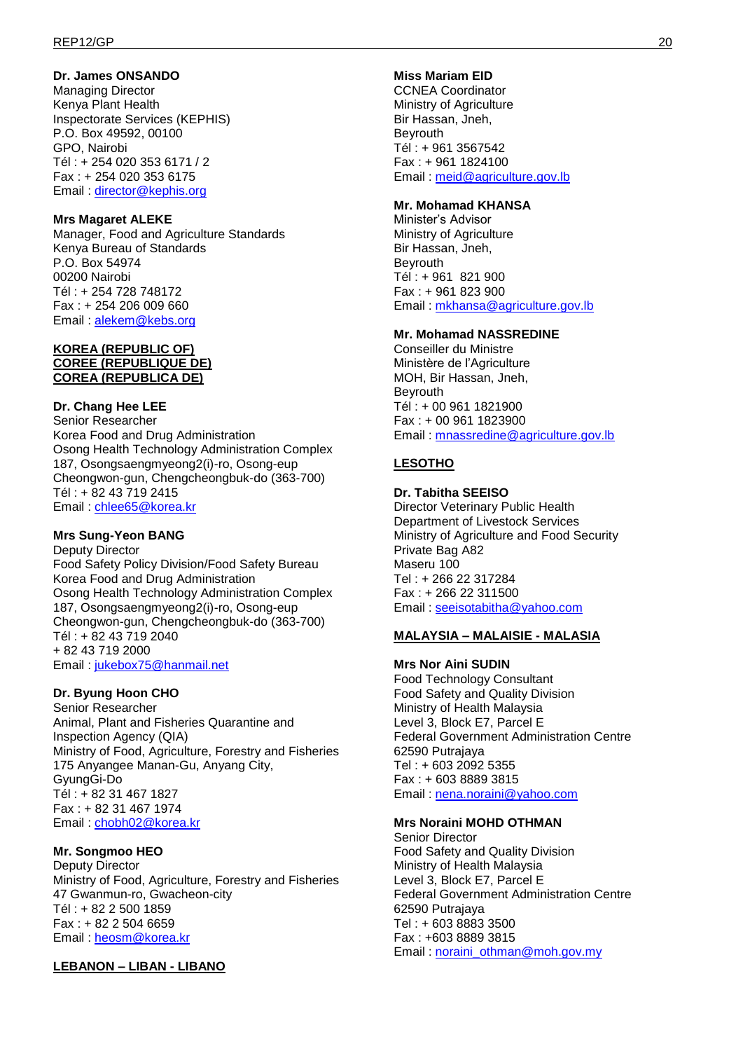**Dr. James ONSANDO**
Managing Director
Kenya Plant Health
Inspectorate Services (KEPHIS)
P.O. Box 49592, 00100
GPO, Nairobi
Tél : + 254 020 353 6171 / 2
Fax : + 254 020 353 6175
Email : director@kephis.org

**Mrs Magaret ALEKE**
Manager, Food and Agriculture Standards
Kenya Bureau of Standards
P.O. Box 54974
00200 Nairobi
Tél : + 254 728 748172
Fax : + 254 206 009 660
Email : alekem@kebs.org

**KOREA (REPUBLIC OF)**
**COREE (REPUBLIQUE DE)**
**COREA (REPUBLICA DE)**

**Dr. Chang Hee LEE**
Senior Researcher
Korea Food and Drug Administration
Osong Health Technology Administration Complex
187, Osongsaengmyeong2(i)-ro, Osong-eup
Cheongwon-gun, Chengcheongbuk-do (363-700)
Tél : + 82 43 719 2415
Email : chlee65@korea.kr

**Mrs Sung-Yeon BANG**
Deputy Director
Food Safety Policy Division/Food Safety Bureau
Korea Food and Drug Administration
Osong Health Technology Administration Complex
187, Osongsaengmyeong2(i)-ro, Osong-eup
Cheongwon-gun, Chengcheongbuk-do (363-700)
Tél : + 82 43 719 2040
+ 82 43 719 2000
Email : jukebox75@hanmail.net

**Dr. Byung Hoon CHO**
Senior Researcher
Animal, Plant and Fisheries Quarantine and
Inspection Agency (QIA)
Ministry of Food, Agriculture, Forestry and Fisheries
175 Anyangee Manan-Gu, Anyang City,
GyungGi-Do
Tél : + 82 31 467 1827
Fax : + 82 31 467 1974
Email : chobh02@korea.kr

**Mr. Songmoo HEO**
Deputy Director
Ministry of Food, Agriculture, Forestry and Fisheries
47 Gwanmun-ro, Gwacheon-city
Tél : + 82 2 500 1859
Fax : + 82 2 504 6659
Email : heosm@korea.kr

**LEBANON – LIBAN - LIBANO**

**Miss Mariam EID**
CCNEA Coordinator
Ministry of Agriculture
Bir Hassan, Jneh,
Beyrouth
Tél : + 961 3567542
Fax : + 961 1824100
Email : meid@agriculture.gov.lb

**Mr. Mohamad KHANSA**
Minister's Advisor
Ministry of Agriculture
Bir Hassan, Jneh,
Beyrouth
Tél : + 961 821 900
Fax : + 961 823 900
Email : mkhansa@agriculture.gov.lb

**Mr. Mohamad NASSREDINE**
Conseiller du Ministre
Ministère de l'Agriculture
MOH, Bir Hassan, Jneh,
Beyrouth
Tél : + 00 961 1821900
Fax : + 00 961 1823900
Email : mnassredine@agriculture.gov.lb

**LESOTHO**

**Dr. Tabitha SEEISO**
Director Veterinary Public Health
Department of Livestock Services
Ministry of Agriculture and Food Security
Private Bag A82
Maseru 100
Tel : + 266 22 317284
Fax : + 266 22 311500
Email : seeisotabitha@yahoo.com

**MALAYSIA – MALAISIE - MALASIA**

**Mrs Nor Aini SUDIN**
Food Technology Consultant
Food Safety and Quality Division
Ministry of Health Malaysia
Level 3, Block E7, Parcel E
Federal Government Administration Centre
62590 Putrajaya
Tel : + 603 2092 5355
Fax : + 603 8889 3815
Email : nena.noraini@yahoo.com

**Mrs Noraini MOHD OTHMAN**
Senior Director
Food Safety and Quality Division
Ministry of Health Malaysia
Level 3, Block E7, Parcel E
Federal Government Administration Centre
62590 Putrajaya
Tel : + 603 8883 3500
Fax : +603 8889 3815
Email : noraini_othman@moh.gov.my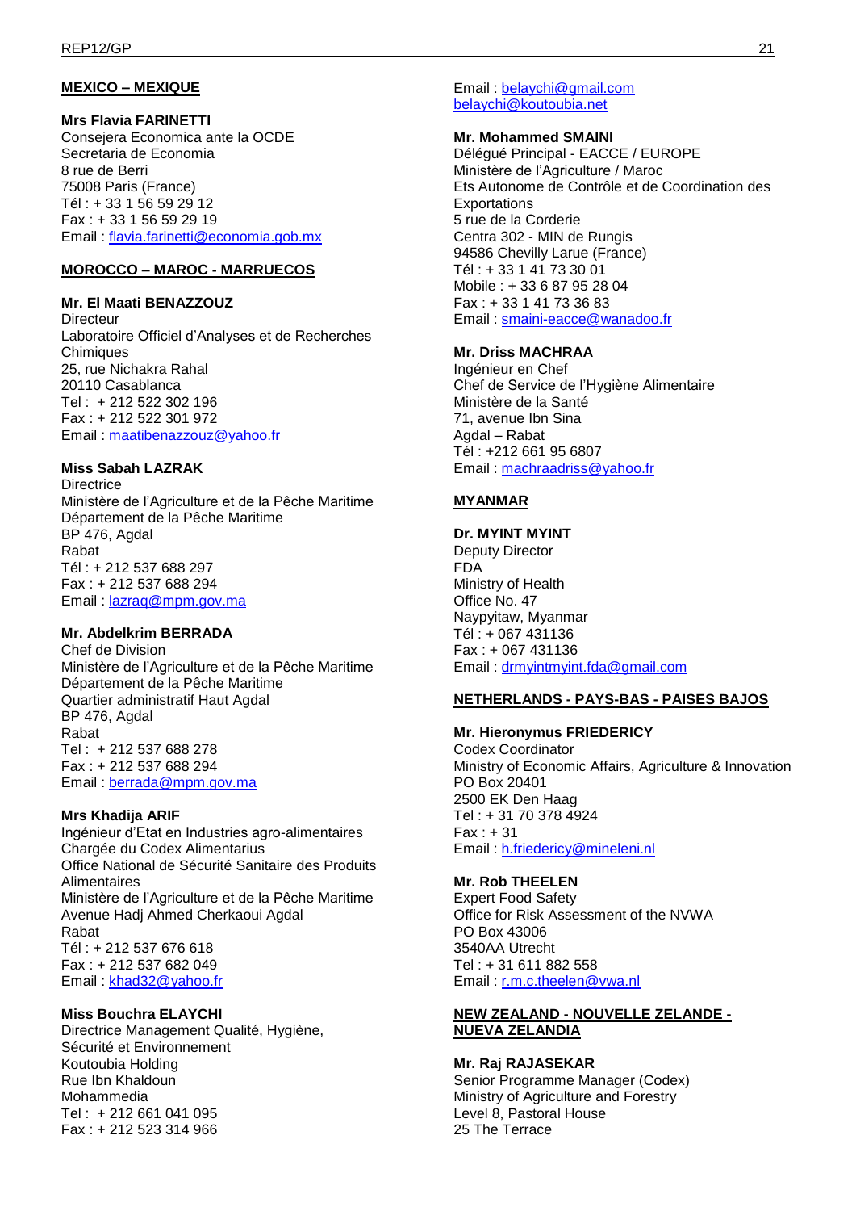**MEXICO – MEXIQUE**

**Mrs Flavia FARINETTI**
Consejera Economica ante la OCDE
Secretaria de Economia
8 rue de Berri
75008 Paris (France)
Tél : + 33 1 56 59 29 12
Fax : + 33 1 56 59 29 19
Email : flavia.farinetti@economia.gob.mx

**MOROCCO – MAROC - MARRUECOS**

**Mr. El Maati BENAZZOUZ**
Directeur
Laboratoire Officiel d'Analyses et de Recherches Chimiques
25, rue Nichakra Rahal
20110 Casablanca
Tel : + 212 522 302 196
Fax : + 212 522 301 972
Email : maatibenazzouz@yahoo.fr

**Miss Sabah LAZRAK**
Directrice
Ministère de l'Agriculture et de la Pêche Maritime
Département de la Pêche Maritime
BP 476, Agdal
Rabat
Tél : + 212 537 688 297
Fax : + 212 537 688 294
Email : lazraq@mpm.gov.ma

**Mr. Abdelkrim BERRADA**
Chef de Division
Ministère de l'Agriculture et de la Pêche Maritime
Département de la Pêche Maritime
Quartier administratif Haut Agdal
BP 476, Agdal
Rabat
Tel : + 212 537 688 278
Fax : + 212 537 688 294
Email : berrada@mpm.gov.ma

**Mrs Khadija ARIF**
Ingénieur d'Etat en Industries agro-alimentaires
Chargée du Codex Alimentarius
Office National de Sécurité Sanitaire des Produits Alimentaires
Ministère de l'Agriculture et de la Pêche Maritime
Avenue Hadj Ahmed Cherkaoui Agdal
Rabat
Tél : + 212 537 676 618
Fax : + 212 537 682 049
Email : khad32@yahoo.fr

**Miss Bouchra ELAYCHI**
Directrice Management Qualité, Hygiène, Sécurité et Environnement
Koutoubia Holding
Rue Ibn Khaldoun
Mohammedia
Tel : + 212 661 041 095
Fax : + 212 523 314 966
Email : belaychi@gmail.com
belaychi@koutoubia.net

**Mr. Mohammed SMAINI**
Délégué Principal - EACCE / EUROPE
Ministère de l'Agriculture / Maroc
Ets Autonome de Contrôle et de Coordination des Exportations
5 rue de la Corderie
Centra 302 - MIN de Rungis
94586 Chevilly Larue (France)
Tél : + 33 1 41 73 30 01
Mobile : + 33 6 87 95 28 04
Fax : + 33 1 41 73 36 83
Email : smaini-eacce@wanadoo.fr

**Mr. Driss MACHRAA**
Ingénieur en Chef
Chef de Service de l'Hygiène Alimentaire
Ministère de la Santé
71, avenue Ibn Sina
Agdal – Rabat
Tél : +212 661 95 6807
Email : machraadriss@yahoo.fr

**MYANMAR**

**Dr. MYINT MYINT**
Deputy Director
FDA
Ministry of Health
Office No. 47
Naypyitaw, Myanmar
Tél : + 067 431136
Fax : + 067 431136
Email : drmyintmyint.fda@gmail.com

**NETHERLANDS - PAYS-BAS - PAISES BAJOS**

**Mr. Hieronymus FRIEDERICY**
Codex Coordinator
Ministry of Economic Affairs, Agriculture & Innovation
PO Box 20401
2500 EK Den Haag
Tel : + 31 70 378 4924
Fax : + 31
Email : h.friedericy@mineleni.nl

**Mr. Rob THEELEN**
Expert Food Safety
Office for Risk Assessment of the NVWA
PO Box 43006
3540AA Utrecht
Tel : + 31 611 882 558
Email : r.m.c.theelen@vwa.nl

**NEW ZEALAND - NOUVELLE ZELANDE - NUEVA ZELANDIA**

**Mr. Raj RAJASEKAR**
Senior Programme Manager (Codex)
Ministry of Agriculture and Forestry
Level 8, Pastoral House
25 The Terrace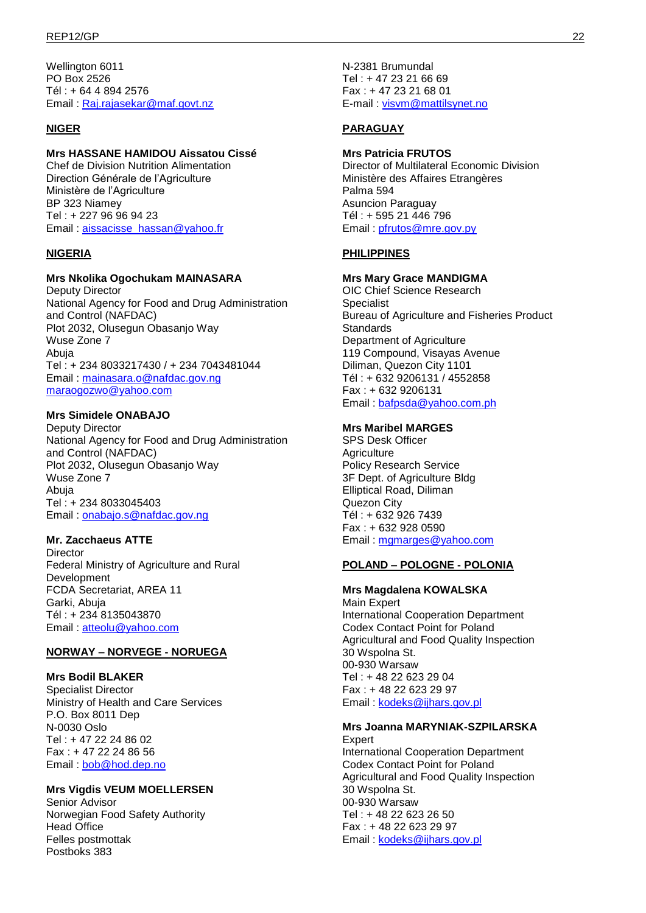Wellington 6011
PO Box 2526
Tél : + 64 4 894 2576
Email : Raj.rajasekar@maf.govt.nz

**NIGER**

**Mrs HASSANE HAMIDOU Aissatou Cissé**
Chef de Division Nutrition Alimentation
Direction Générale de l'Agriculture
Ministère de l'Agriculture
BP 323 Niamey
Tel : + 227 96 96 94 23
Email : aissacisse_hassan@yahoo.fr

**NIGERIA**

**Mrs Nkolika Ogochukam MAINASARA**
Deputy Director
National Agency for Food and Drug Administration and Control (NAFDAC)
Plot 2032, Olusegun Obasanjo Way
Wuse Zone 7
Abuja
Tel : + 234 8033217430 / + 234 7043481044
Email : mainasara.o@nafdac.gov.ng
maraogozwo@yahoo.com

**Mrs Simidele ONABAJO**
Deputy Director
National Agency for Food and Drug Administration and Control (NAFDAC)
Plot 2032, Olusegun Obasanjo Way
Wuse Zone 7
Abuja
Tel : + 234 8033045403
Email : onabajo.s@nafdac.gov.ng

**Mr. Zacchaeus ATTE**
Director
Federal Ministry of Agriculture and Rural Development
FCDA Secretariat, AREA 11
Garki, Abuja
Tél : + 234 8135043870
Email : atteolu@yahoo.com

**NORWAY – NORVEGE - NORUEGA**

**Mrs Bodil BLAKER**
Specialist Director
Ministry of Health and Care Services
P.O. Box 8011 Dep
N-0030 Oslo
Tel : + 47 22 24 86 02
Fax : + 47 22 24 86 56
Email : bob@hod.dep.no

**Mrs Vigdis VEUM MOELLERSEN**
Senior Advisor
Norwegian Food Safety Authority
Head Office
Felles postmottak
Postboks 383
N-2381 Brumundal
Tel : + 47 23 21 66 69
Fax : + 47 23 21 68 01
E-mail : visvm@mattilsynet.no

**PARAGUAY**

**Mrs Patricia FRUTOS**
Director of Multilateral Economic Division
Ministère des Affaires Etrangères
Palma 594
Asuncion Paraguay
Tél : + 595 21 446 796
Email : pfrutos@mre.gov.py

**PHILIPPINES**

**Mrs Mary Grace MANDIGMA**
OIC Chief Science Research Specialist
Bureau of Agriculture and Fisheries Product Standards
Department of Agriculture
119 Compound, Visayas Avenue
Diliman, Quezon City 1101
Tél : + 632 9206131 / 4552858
Fax : + 632 9206131
Email : bafpsda@yahoo.com.ph

**Mrs Maribel MARGES**
SPS Desk Officer
Agriculture
Policy Research Service
3F Dept. of Agriculture Bldg
Elliptical Road, Diliman
Quezon City
Tél : + 632 926 7439
Fax : + 632 928 0590
Email : mgmarges@yahoo.com

**POLAND – POLOGNE - POLONIA**

**Mrs Magdalena KOWALSKA**
Main Expert
International Cooperation Department
Codex Contact Point for Poland
Agricultural and Food Quality Inspection
30 Wspolna St.
00-930 Warsaw
Tel : + 48 22 623 29 04
Fax : + 48 22 623 29 97
Email : kodeks@ijhars.gov.pl

**Mrs Joanna MARYNIAK-SZPILARSKA**
Expert
International Cooperation Department
Codex Contact Point for Poland
Agricultural and Food Quality Inspection
30 Wspolna St.
00-930 Warsaw
Tel : + 48 22 623 26 50
Fax : + 48 22 623 29 97
Email : kodeks@ijhars.gov.pl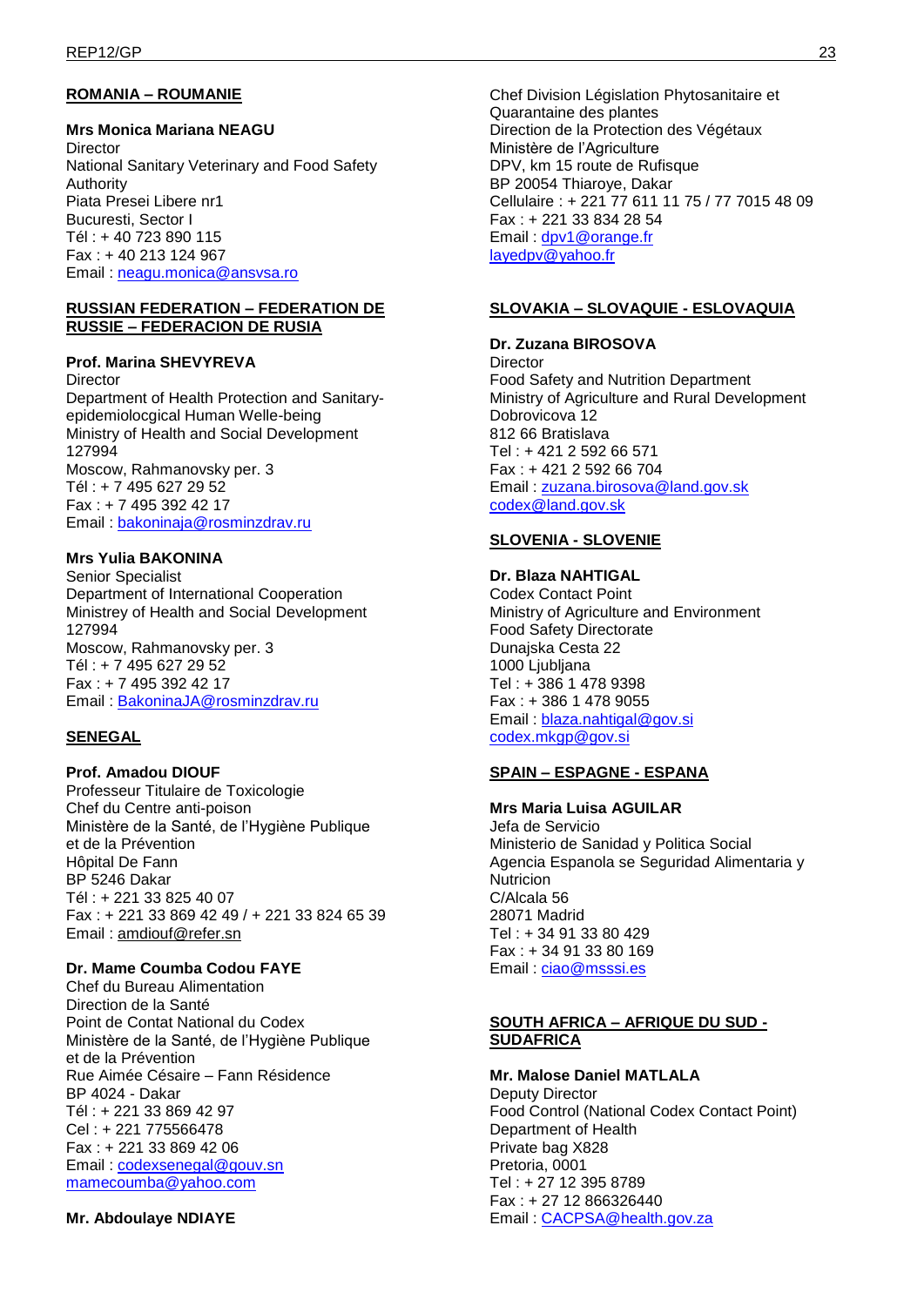**ROMANIA – ROUMANIE**

**Mrs Monica Mariana NEAGU**
Director
National Sanitary Veterinary and Food Safety Authority
Piata Presei Libere nr1
Bucuresti, Sector I
Tél : + 40 723 890 115
Fax : + 40 213 124 967
Email : neagu.monica@ansvsa.ro

**RUSSIAN FEDERATION – FEDERATION DE RUSSIE – FEDERACION DE RUSIA**

**Prof. Marina SHEVYREVA**
Director
Department of Health Protection and Sanitary-epidemiolocgical Human Welle-being
Ministry of Health and Social Development
127994
Moscow, Rahmanovsky per. 3
Tél : + 7 495 627 29 52
Fax : + 7 495 392 42 17
Email : bakoninaja@rosminzdrav.ru

**Mrs Yulia BAKONINA**
Senior Specialist
Department of International Cooperation
Ministrey of Health and Social Development
127994
Moscow, Rahmanovsky per. 3
Tél : + 7 495 627 29 52
Fax : + 7 495 392 42 17
Email : BakoninaJA@rosminzdrav.ru

**SENEGAL**

**Prof. Amadou DIOUF**
Professeur Titulaire de Toxicologie
Chef du Centre anti-poison
Ministère de la Santé, de l'Hygiène Publique et de la Prévention
Hôpital De Fann
BP 5246 Dakar
Tél : + 221 33 825 40 07
Fax : + 221 33 869 42 49 / + 221 33 824 65 39
Email : amdiouf@refer.sn

**Dr. Mame Coumba Codou FAYE**
Chef du Bureau Alimentation
Direction de la Santé
Point de Contat National du Codex
Ministère de la Santé, de l'Hygiène Publique et de la Prévention
Rue Aimée Césaire – Fann Résidence
BP 4024 - Dakar
Tél : + 221 33 869 42 97
Cel : + 221 775566478
Fax : + 221 33 869 42 06
Email : codexsenegal@gouv.sn
mamecoumba@yahoo.com

**Mr. Abdoulaye NDIAYE**
Chef Division Législation Phytosanitaire et Quarantaine des plantes
Direction de la Protection des Végétaux
Ministère de l'Agriculture
DPV, km 15 route de Rufisque
BP 20054 Thiaroye, Dakar
Cellulaire : + 221 77 611 11 75 / 77 7015 48 09
Fax : + 221 33 834 28 54
Email : dpv1@orange.fr
layedpv@yahoo.fr

**SLOVAKIA – SLOVAQUIE - ESLOVAQUIA**

**Dr. Zuzana BIROSOVA**
Director
Food Safety and Nutrition Department
Ministry of Agriculture and Rural Development
Dobrovicova 12
812 66 Bratislava
Tel : + 421 2 592 66 571
Fax : + 421 2 592 66 704
Email : zuzana.birosova@land.gov.sk
codex@land.gov.sk

**SLOVENIA - SLOVENIE**

**Dr. Blaza NAHTIGAL**
Codex Contact Point
Ministry of Agriculture and Environment
Food Safety Directorate
Dunajska Cesta 22
1000 Ljubljana
Tel : + 386 1 478 9398
Fax : + 386 1 478 9055
Email : blaza.nahtigal@gov.si
codex.mkgp@gov.si

**SPAIN – ESPAGNE - ESPANA**

**Mrs Maria Luisa AGUILAR**
Jefa de Servicio
Ministerio de Sanidad y Politica Social
Agencia Espanola se Seguridad Alimentaria y Nutricion
C/Alcala 56
28071 Madrid
Tel : + 34 91 33 80 429
Fax : + 34 91 33 80 169
Email : ciao@msssi.es

**SOUTH AFRICA – AFRIQUE DU SUD - SUDAFRICA**

**Mr. Malose Daniel MATLALA**
Deputy Director
Food Control (National Codex Contact Point)
Department of Health
Private bag X828
Pretoria, 0001
Tel : + 27 12 395 8789
Fax : + 27 12 866326440
Email : CACPSA@health.gov.za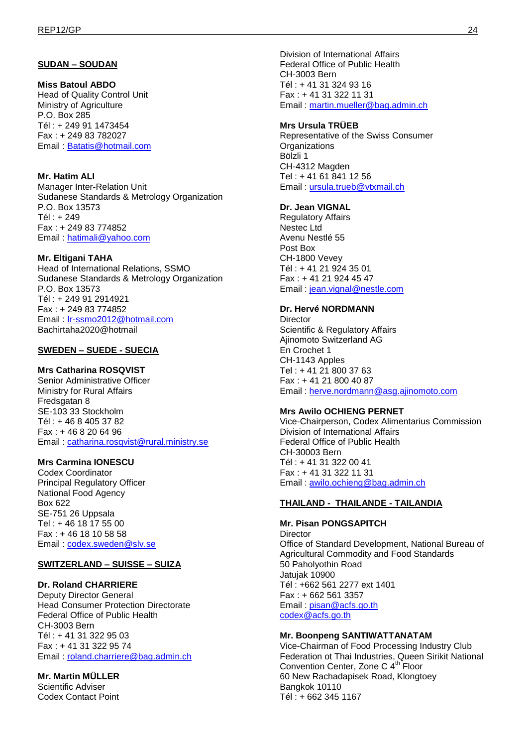**SUDAN – SOUDAN**

**Miss Batoul ABDO**
Head of Quality Control Unit
Ministry of Agriculture
P.O. Box 285
Tél : + 249 91 1473454
Fax : + 249 83 782027
Email : Batatis@hotmail.com

**Mr. Hatim ALI**
Manager Inter-Relation Unit
Sudanese Standards & Metrology Organization
P.O. Box 13573
Tél : + 249
Fax : + 249 83 774852
Email : hatimali@yahoo.com

**Mr. Eltigani TAHA**
Head of International Relations, SSMO
Sudanese Standards & Metrology Organization
P.O. Box 13573
Tél : + 249 91 2914921
Fax : + 249 83 774852
Email : Ir-ssmo2012@hotmail.com
Bachirtaha2020@hotmail

**SWEDEN – SUEDE - SUECIA**

**Mrs Catharina ROSQVIST**
Senior Administrative Officer
Ministry for Rural Affairs
Fredsgatan 8
SE-103 33 Stockholm
Tél : + 46 8 405 37 82
Fax : + 46 8 20 64 96
Email : catharina.rosqvist@rural.ministry.se

**Mrs Carmina IONESCU**
Codex Coordinator
Principal Regulatory Officer
National Food Agency
Box 622
SE-751 26 Uppsala
Tel : + 46 18 17 55 00
Fax : + 46 18 10 58 58
Email : codex.sweden@slv.se

**SWITZERLAND – SUISSE – SUIZA**

**Dr. Roland CHARRIERE**
Deputy Director General
Head Consumer Protection Directorate
Federal Office of Public Health
CH-3003 Bern
Tél : + 41 31 322 95 03
Fax : + 41 31 322 95 74
Email : roland.charriere@bag.admin.ch

**Mr. Martin MÜLLER**
Scientific Adviser
Codex Contact Point
Division of International Affairs
Federal Office of Public Health
CH-3003 Bern
Tél : + 41 31 324 93 16
Fax : + 41 31 322 11 31
Email : martin.mueller@bag.admin.ch

**Mrs Ursula TRÜEB**
Representative of the Swiss Consumer Organizations
Bölzli 1
CH-4312 Magden
Tel : + 41 61 841 12 56
Email : ursula.trueb@vtxmail.ch

**Dr. Jean VIGNAL**
Regulatory Affairs
Nestec Ltd
Avenu Nestlé 55
Post Box
CH-1800 Vevey
Tél : + 41 21 924 35 01
Fax : + 41 21 924 45 47
Email : jean.vignal@nestle.com

**Dr. Hervé NORDMANN**
Director
Scientific & Regulatory Affairs
Ajinomoto Switzerland AG
En Crochet 1
CH-1143 Apples
Tel : + 41 21 800 37 63
Fax : + 41 21 800 40 87
Email : herve.nordmann@asg.ajinomoto.com

**Mrs Awilo OCHIENG PERNET**
Vice-Chairperson, Codex Alimentarius Commission
Division of International Affairs
Federal Office of Public Health
CH-30003 Bern
Tél : + 41 31 322 00 41
Fax : + 41 31 322 11 31
Email : awilo.ochieng@bag.admin.ch

**THAILAND - THAILANDE - TAILANDIA**

**Mr. Pisan PONGSAPITCH**
Director
Office of Standard Development, National Bureau of Agricultural Commodity and Food Standards
50 Paholyothin Road
Jatujak 10900
Tél : +662 561 2277 ext 1401
Fax : + 662 561 3357
Email : pisan@acfs.go.th
codex@acfs.go.th

**Mr. Boonpeng SANTIWATTANATAM**
Vice-Chairman of Food Processing Industry Club
Federation ot Thai Industries, Queen Sirikit National Convention Center, Zone C 4th Floor
60 New Rachadapisek Road, Klongtoey
Bangkok 10110
Tél : + 662 345 1167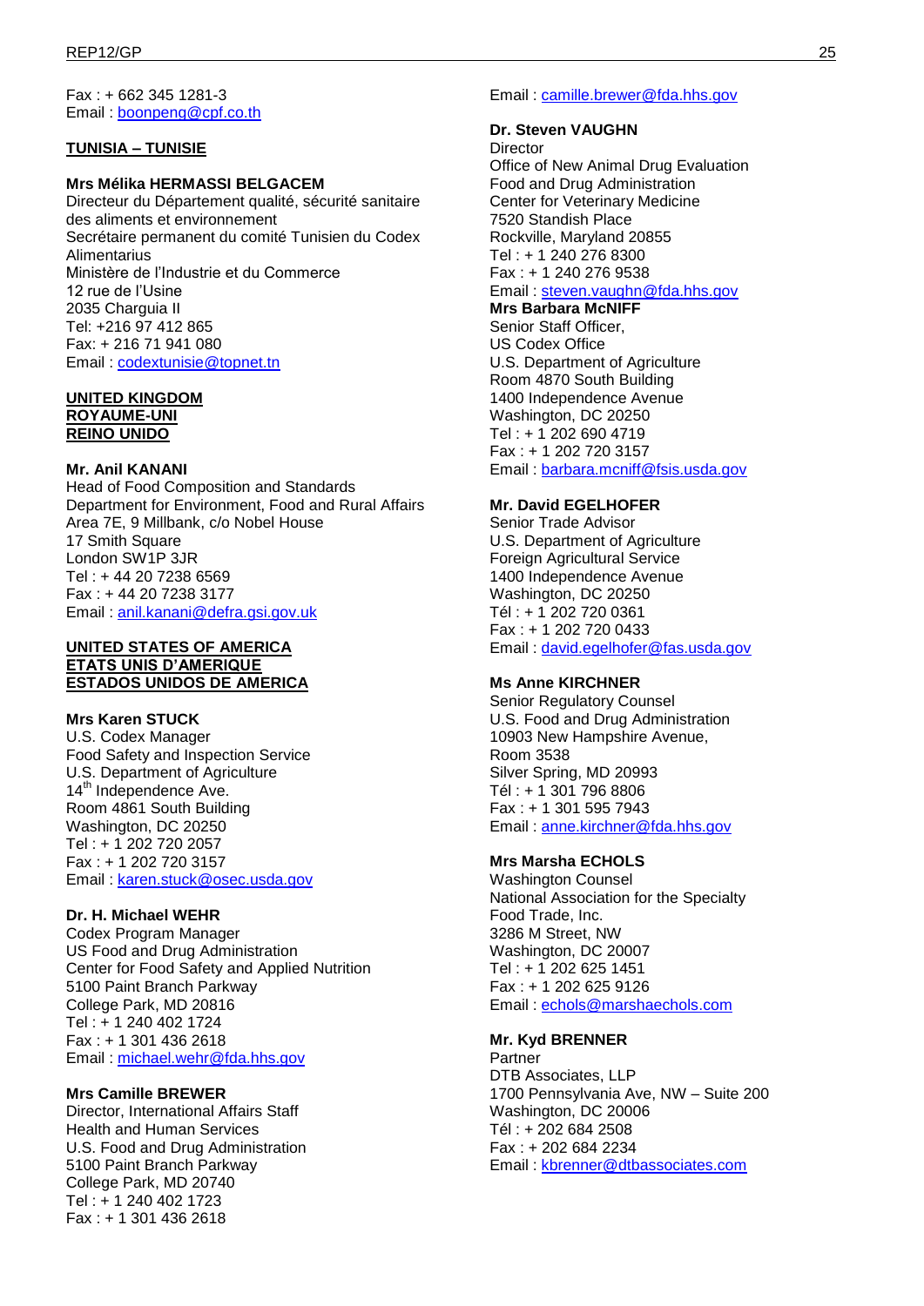Fax : + 662 345 1281-3
Email : boonpeng@cpf.co.th

**TUNISIA – TUNISIE**

**Mrs Mélika HERMASSI BELGACEM**
Directeur du Département qualité, sécurité sanitaire des aliments et environnement
Secrétaire permanent du comité Tunisien du Codex Alimentarius
Ministère de l'Industrie et du Commerce
12 rue de l'Usine
2035 Charguia II
Tel: +216 97 412 865
Fax: + 216 71 941 080
Email : codextunisie@topnet.tn

**UNITED KINGDOM**
**ROYAUME-UNI**
**REINO UNIDO**

**Mr. Anil KANANI**
Head of Food Composition and Standards
Department for Environment, Food and Rural Affairs
Area 7E, 9 Millbank, c/o Nobel House
17 Smith Square
London SW1P 3JR
Tel : + 44 20 7238 6569
Fax : + 44 20 7238 3177
Email : anil.kanani@defra.gsi.gov.uk

**UNITED STATES OF AMERICA**
**ETATS UNIS D'AMERIQUE**
**ESTADOS UNIDOS DE AMERICA**

**Mrs Karen STUCK**
U.S. Codex Manager
Food Safety and Inspection Service
U.S. Department of Agriculture
14th Independence Ave.
Room 4861 South Building
Washington, DC 20250
Tel : + 1 202 720 2057
Fax : + 1 202 720 3157
Email : karen.stuck@osec.usda.gov

**Dr. H. Michael WEHR**
Codex Program Manager
US Food and Drug Administration
Center for Food Safety and Applied Nutrition
5100 Paint Branch Parkway
College Park, MD 20816
Tel : + 1 240 402 1724
Fax : + 1 301 436 2618
Email : michael.wehr@fda.hhs.gov

**Mrs Camille BREWER**
Director, International Affairs Staff
Health and Human Services
U.S. Food and Drug Administration
5100 Paint Branch Parkway
College Park, MD 20740
Tel : + 1 240 402 1723
Fax : + 1 301 436 2618
Email : camille.brewer@fda.hhs.gov

**Dr. Steven VAUGHN**
Director
Office of New Animal Drug Evaluation
Food and Drug Administration
Center for Veterinary Medicine
7520 Standish Place
Rockville, Maryland 20855
Tel : + 1 240 276 8300
Fax : + 1 240 276 9538
Email : steven.vaughn@fda.hhs.gov

**Mrs Barbara McNIFF**
Senior Staff Officer,
US Codex Office
U.S. Department of Agriculture
Room 4870 South Building
1400 Independence Avenue
Washington, DC 20250
Tel : + 1 202 690 4719
Fax : + 1 202 720 3157
Email : barbara.mcniff@fsis.usda.gov

**Mr. David EGELHOFER**
Senior Trade Advisor
U.S. Department of Agriculture
Foreign Agricultural Service
1400 Independence Avenue
Washington, DC 20250
Tél : + 1 202 720 0361
Fax : + 1 202 720 0433
Email : david.egelhofer@fas.usda.gov

**Ms Anne KIRCHNER**
Senior Regulatory Counsel
U.S. Food and Drug Administration
10903 New Hampshire Avenue,
Room 3538
Silver Spring, MD 20993
Tél : + 1 301 796 8806
Fax : + 1 301 595 7943
Email : anne.kirchner@fda.hhs.gov

**Mrs Marsha ECHOLS**
Washington Counsel
National Association for the Specialty Food Trade, Inc.
3286 M Street, NW
Washington, DC 20007
Tel : + 1 202 625 1451
Fax : + 1 202 625 9126
Email : echols@marshaechols.com

**Mr. Kyd BRENNER**
Partner
DTB Associates, LLP
1700 Pennsylvania Ave, NW – Suite 200
Washington, DC 20006
Tél : + 202 684 2508
Fax : + 202 684 2234
Email : kbrenner@dtbassociates.com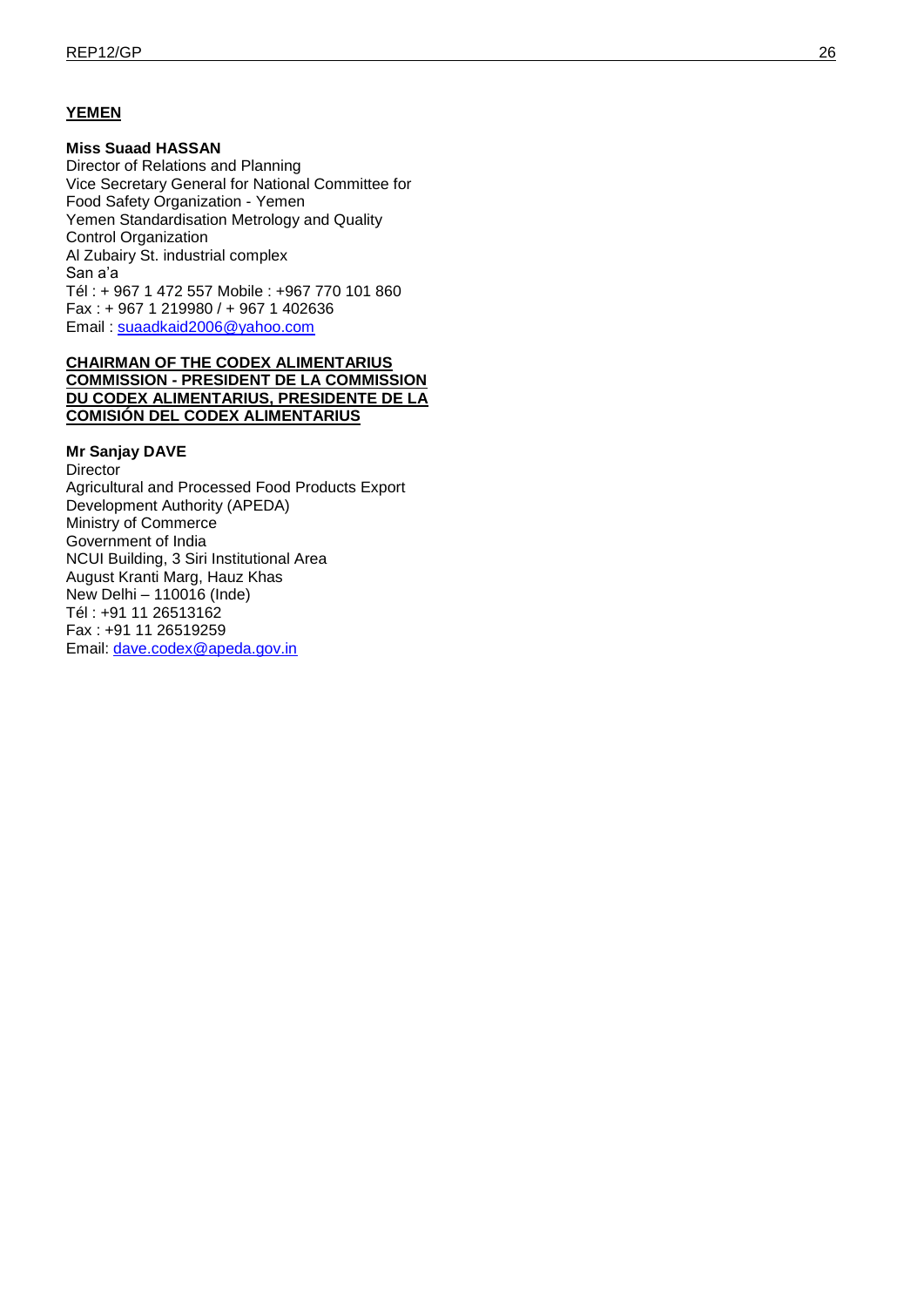**YEMEN**

**Miss Suaad HASSAN**
Director of Relations and Planning
Vice Secretary General for National Committee for Food Safety Organization - Yemen
Yemen Standardisation Metrology and Quality Control Organization
Al Zubairy St. industrial complex
San a'a
Tél : + 967 1 472 557 Mobile : +967 770 101 860
Fax : + 967 1 219980 / + 967 1 402636
Email : suaadkaid2006@yahoo.com

**CHAIRMAN OF THE CODEX ALIMENTARIUS COMMISSION - PRESIDENT DE LA COMMISSION DU CODEX ALIMENTARIUS, PRESIDENTE DE LA COMISIÓN DEL CODEX ALIMENTARIUS**

**Mr Sanjay DAVE**
Director
Agricultural and Processed Food Products Export Development Authority (APEDA)
Ministry of Commerce
Government of India
NCUI Building, 3 Siri Institutional Area
August Kranti Marg, Hauz Khas
New Delhi – 110016 (Inde)
Tél : +91 11 26513162
Fax : +91 11 26519259
Email: dave.codex@apeda.gov.in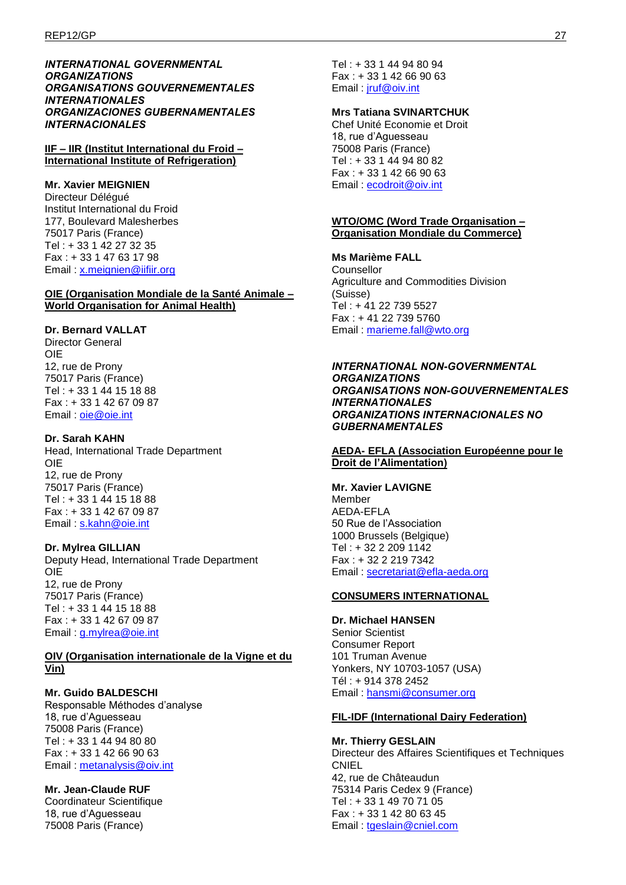***INTERNATIONAL GOVERNMENTAL ORGANIZATIONS***
***ORGANISATIONS GOUVERNEMENTALES INTERNATIONALES***
***ORGANIZACIONES GUBERNAMENTALES INTERNACIONALES***

**IIF – IIR (Institut International du Froid – International Institute of Refrigeration)**

**Mr. Xavier MEIGNIEN**
Directeur Délégué
Institut International du Froid
177, Boulevard Malesherbes
75017 Paris (France)
Tel : + 33 1 42 27 32 35
Fax : + 33 1 47 63 17 98
Email : x.meignien@iifiir.org

**OIE (Organisation Mondiale de la Santé Animale – World Organisation for Animal Health)**

**Dr. Bernard VALLAT**
Director General
OIE
12, rue de Prony
75017 Paris (France)
Tel : + 33 1 44 15 18 88
Fax : + 33 1 42 67 09 87
Email : oie@oie.int

**Dr. Sarah KAHN**
Head, International Trade Department
OIE
12, rue de Prony
75017 Paris (France)
Tel : + 33 1 44 15 18 88
Fax : + 33 1 42 67 09 87
Email : s.kahn@oie.int

**Dr. Mylrea GILLIAN**
Deputy Head, International Trade Department
OIE
12, rue de Prony
75017 Paris (France)
Tel : + 33 1 44 15 18 88
Fax : + 33 1 42 67 09 87
Email : g.mylrea@oie.int

**OIV (Organisation internationale de la Vigne et du Vin)**

**Mr. Guido BALDESCHI**
Responsable Méthodes d'analyse
18, rue d'Aguesseau
75008 Paris (France)
Tel : + 33 1 44 94 80 80
Fax : + 33 1 42 66 90 63
Email : metanalysis@oiv.int

**Mr. Jean-Claude RUF**
Coordinateur Scientifique
18, rue d'Aguesseau
75008 Paris (France)
Tel : + 33 1 44 94 80 94
Fax : + 33 1 42 66 90 63
Email : jruf@oiv.int

**Mrs Tatiana SVINARTCHUK**
Chef Unité Economie et Droit
18, rue d'Aguesseau
75008 Paris (France)
Tel : + 33 1 44 94 80 82
Fax : + 33 1 42 66 90 63
Email : ecodroit@oiv.int

**WTO/OMC (Word Trade Organisation – Organisation Mondiale du Commerce)**

**Ms Marième FALL**
Counsellor
Agriculture and Commodities Division
(Suisse)
Tel : + 41 22 739 5527
Fax : + 41 22 739 5760
Email : marieme.fall@wto.org

***INTERNATIONAL NON-GOVERNMENTAL ORGANIZATIONS***
***ORGANISATIONS NON-GOUVERNEMENTALES INTERNATIONALES***
***ORGANIZATIONS INTERNACIONALES NO GUBERNAMENTALES***

**AEDA- EFLA (Association Européenne pour le Droit de l'Alimentation)**

**Mr. Xavier LAVIGNE**
Member
AEDA-EFLA
50 Rue de l'Association
1000 Brussels (Belgique)
Tel : + 32 2 209 1142
Fax : + 32 2 219 7342
Email : secretariat@efla-aeda.org

**CONSUMERS INTERNATIONAL**

**Dr. Michael HANSEN**
Senior Scientist
Consumer Report
101 Truman Avenue
Yonkers, NY 10703-1057 (USA)
Tél : + 914 378 2452
Email : hansmi@consumer.org

**FIL-IDF (International Dairy Federation)**

**Mr. Thierry GESLAIN**
Directeur des Affaires Scientifiques et Techniques
CNIEL
42, rue de Châteaudun
75314 Paris Cedex 9 (France)
Tel : + 33 1 49 70 71 05
Fax : + 33 1 42 80 63 45
Email : tgeslain@cniel.com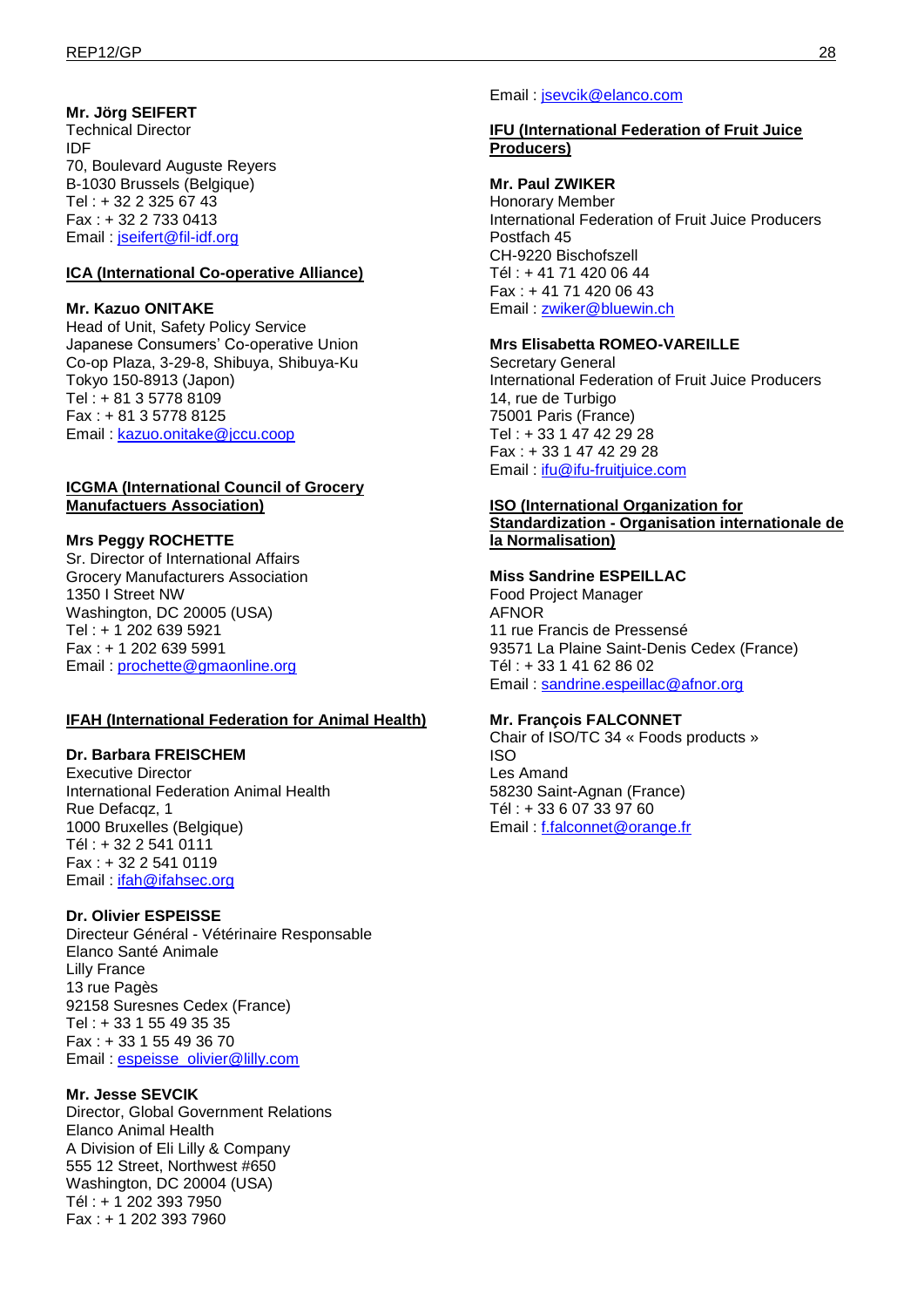**Mr. Jörg SEIFERT**
Technical Director
IDF
70, Boulevard Auguste Reyers
B-1030 Brussels (Belgique)
Tel : + 32 2 325 67 43
Fax : + 32 2 733 0413
Email : jseifert@fil-idf.org

**ICA (International Co-operative Alliance)**

**Mr. Kazuo ONITAKE**
Head of Unit, Safety Policy Service
Japanese Consumers' Co-operative Union
Co-op Plaza, 3-29-8, Shibuya, Shibuya-Ku
Tokyo 150-8913 (Japon)
Tel : + 81 3 5778 8109
Fax : + 81 3 5778 8125
Email : kazuo.onitake@jccu.coop

**ICGMA (International Council of Grocery Manufactuers Association)**

**Mrs Peggy ROCHETTE**
Sr. Director of International Affairs
Grocery Manufacturers Association
1350 I Street NW
Washington, DC 20005 (USA)
Tel : + 1 202 639 5921
Fax : + 1 202 639 5991
Email : prochette@gmaonline.org

**IFAH (International Federation for Animal Health)**

**Dr. Barbara FREISCHEM**
Executive Director
International Federation Animal Health
Rue Defacqz, 1
1000 Bruxelles (Belgique)
Tél : + 32 2 541 0111
Fax : + 32 2 541 0119
Email : ifah@ifahsec.org

**Dr. Olivier ESPEISSE**
Directeur Général - Vétérinaire Responsable
Elanco Santé Animale
Lilly France
13 rue Pagès
92158 Suresnes Cedex (France)
Tel : + 33 1 55 49 35 35
Fax : + 33 1 55 49 36 70
Email : espeisse_olivier@lilly.com

**Mr. Jesse SEVCIK**
Director, Global Government Relations
Elanco Animal Health
A Division of Eli Lilly & Company
555 12 Street, Northwest #650
Washington, DC 20004 (USA)
Tél : + 1 202 393 7950
Fax : + 1 202 393 7960
Email : jsevcik@elanco.com

**IFU (International Federation of Fruit Juice Producers)**

**Mr. Paul ZWIKER**
Honorary Member
International Federation of Fruit Juice Producers
Postfach 45
CH-9220 Bischofszell
Tél : + 41 71 420 06 44
Fax : + 41 71 420 06 43
Email : zwiker@bluewin.ch

**Mrs Elisabetta ROMEO-VAREILLE**
Secretary General
International Federation of Fruit Juice Producers
14, rue de Turbigo
75001 Paris (France)
Tel : + 33 1 47 42 29 28
Fax : + 33 1 47 42 29 28
Email : ifu@ifu-fruitjuice.com

**ISO (International Organization for Standardization - Organisation internationale de la Normalisation)**

**Miss Sandrine ESPEILLAC**
Food Project Manager
AFNOR
11 rue Francis de Pressensé
93571 La Plaine Saint-Denis Cedex (France)
Tél : + 33 1 41 62 86 02
Email : sandrine.espeillac@afnor.org

**Mr. François FALCONNET**
Chair of ISO/TC 34 « Foods products »
ISO
Les Amand
58230 Saint-Agnan (France)
Tél : + 33 6 07 33 97 60
Email : f.falconnet@orange.fr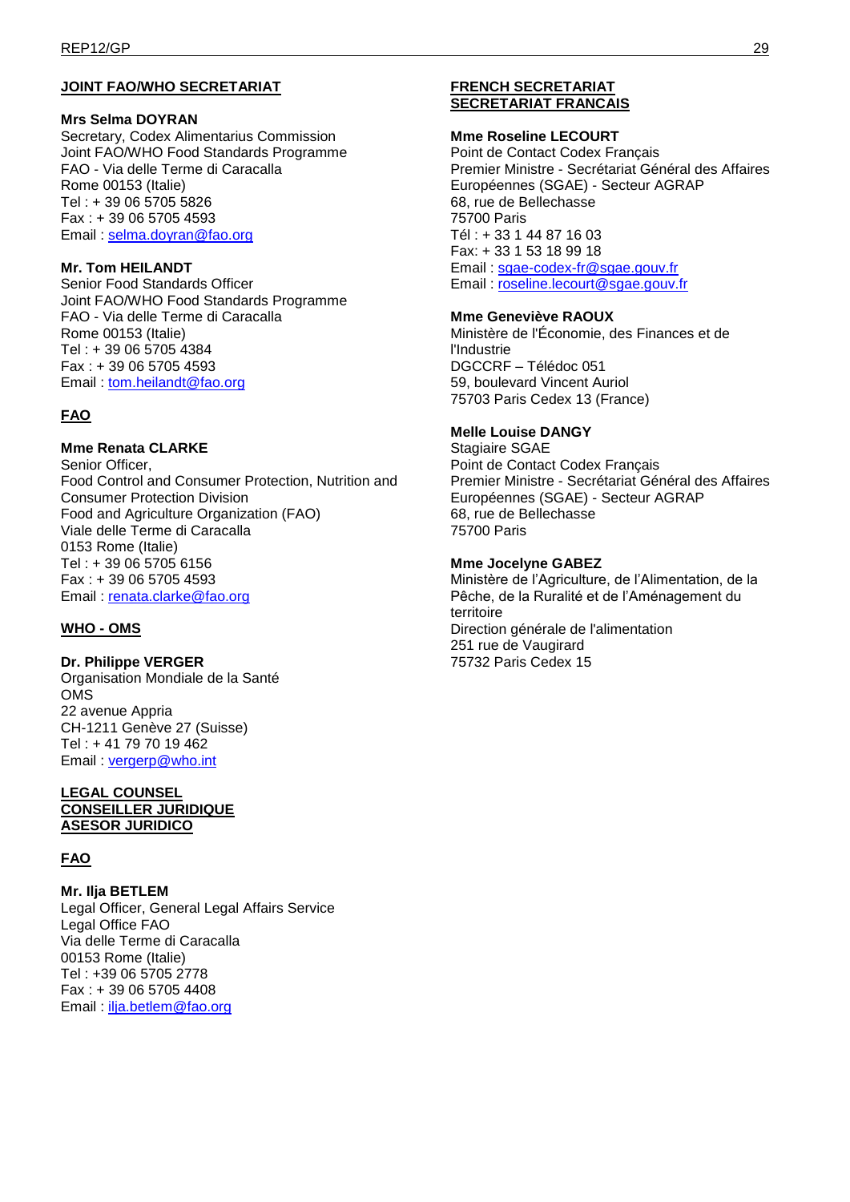**JOINT FAO/WHO SECRETARIAT**

**Mrs Selma DOYRAN**
Secretary, Codex Alimentarius Commission
Joint FAO/WHO Food Standards Programme
FAO - Via delle Terme di Caracalla
Rome 00153 (Italie)
Tel : + 39 06 5705 5826
Fax : + 39 06 5705 4593
Email : selma.doyran@fao.org

**Mr. Tom HEILANDT**
Senior Food Standards Officer
Joint FAO/WHO Food Standards Programme
FAO - Via delle Terme di Caracalla
Rome 00153 (Italie)
Tel : + 39 06 5705 4384
Fax : + 39 06 5705 4593
Email : tom.heilandt@fao.org

**FAO**

**Mme Renata CLARKE**
Senior Officer,
Food Control and Consumer Protection, Nutrition and Consumer Protection Division
Food and Agriculture Organization (FAO)
Viale delle Terme di Caracalla
0153 Rome (Italie)
Tel : + 39 06 5705 6156
Fax : + 39 06 5705 4593
Email : renata.clarke@fao.org

**WHO - OMS**

**Dr. Philippe VERGER**
Organisation Mondiale de la Santé
OMS
22 avenue Appria
CH-1211 Genève 27 (Suisse)
Tel : + 41 79 70 19 462
Email : vergerp@who.int

**LEGAL COUNSEL**
**CONSEILLER JURIDIQUE**
**ASESOR JURIDICO**

**FAO**

**Mr. Ilja BETLEM**
Legal Officer, General Legal Affairs Service
Legal Office FAO
Via delle Terme di Caracalla
00153 Rome (Italie)
Tel : +39 06 5705 2778
Fax : + 39 06 5705 4408
Email : ilja.betlem@fao.org

**FRENCH SECRETARIAT**
**SECRETARIAT FRANCAIS**

**Mme Roseline LECOURT**
Point de Contact Codex Français
Premier Ministre - Secrétariat Général des Affaires Européennes (SGAE) - Secteur AGRAP
68, rue de Bellechasse
75700 Paris
Tél : + 33 1 44 87 16 03
Fax: + 33 1 53 18 99 18
Email : sgae-codex-fr@sgae.gouv.fr
Email : roseline.lecourt@sgae.gouv.fr

**Mme Geneviève RAOUX**
Ministère de l'Économie, des Finances et de l'Industrie
DGCCRF – Télédoc 051
59, boulevard Vincent Auriol
75703 Paris Cedex 13 (France)

**Melle Louise DANGY**
Stagiaire SGAE
Point de Contact Codex Français
Premier Ministre - Secrétariat Général des Affaires Européennes (SGAE) - Secteur AGRAP
68, rue de Bellechasse
75700 Paris

**Mme Jocelyne GABEZ**
Ministère de l'Agriculture, de l'Alimentation, de la Pêche, de la Ruralité et de l'Aménagement du territoire
Direction générale de l'alimentation
251 rue de Vaugirard
75732 Paris Cedex 15